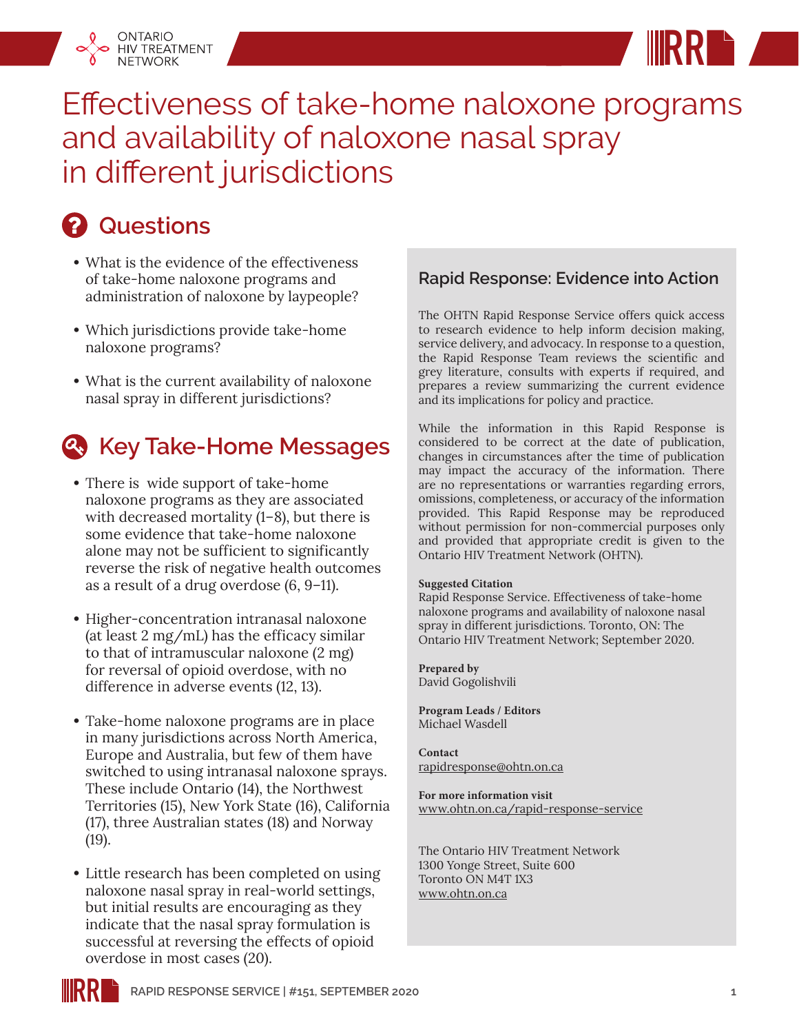ONTARIO HIV TREATMENT NETWORK

# Effectiveness of take-home naloxone programs and availability of naloxone nasal spray in different jurisdictions

## Questions

- What is the evidence of the effectiveness of take-home naloxone programs and administration of naloxone by laypeople?
- Which jurisdictions provide take-home naloxone programs?
- What is the current availability of naloxone nasal spray in different jurisdictions?

## Key Take-Home Messages

- There is wide support of take-home naloxone programs as they are associated with decreased mortality (1–8), but there is some evidence that take-home naloxone alone may not be sufficient to significantly reverse the risk of negative health outcomes as a result of a drug overdose (6, 9–11).
- Higher-concentration intranasal naloxone (at least 2 mg/mL) has the efficacy similar to that of intramuscular naloxone (2 mg) for reversal of opioid overdose, with no difference in adverse events (12, 13).
- Take-home naloxone programs are in place in many jurisdictions across North America, Europe and Australia, but few of them have switched to using intranasal naloxone sprays. These include Ontario (14), the Northwest Territories (15), New York State (16), California (17), three Australian states (18) and Norway (19).
- Little research has been completed on using naloxone nasal spray in real-world settings, but initial results are encouraging as they indicate that the nasal spray formulation is successful at reversing the effects of opioid overdose in most cases (20).

### Rapid Response: Evidence into Action

The OHTN Rapid Response Service offers quick access to research evidence to help inform decision making, service delivery, and advocacy. In response to a question, the Rapid Response Team reviews the scientific and grey literature, consults with experts if required, and prepares a review summarizing the current evidence and its implications for policy and practice.

While the information in this Rapid Response is considered to be correct at the date of publication, changes in circumstances after the time of publication may impact the accuracy of the information. There are no representations or warranties regarding errors, omissions, completeness, or accuracy of the information provided. This Rapid Response may be reproduced without permission for non-commercial purposes only and provided that appropriate credit is given to the Ontario HIV Treatment Network (OHTN).

**Suggested Citation**
Rapid Response Service. Effectiveness of take-home naloxone programs and availability of naloxone nasal spray in different jurisdictions. Toronto, ON: The Ontario HIV Treatment Network; September 2020.

**Prepared by**
David Gogolishvili

**Program Leads / Editors**
Michael Wasdell

**Contact**
rapidresponse@ohtn.on.ca

**For more information visit**
www.ohtn.on.ca/rapid-response-service

The Ontario HIV Treatment Network
1300 Yonge Street, Suite 600
Toronto ON M4T 1X3
www.ohtn.on.ca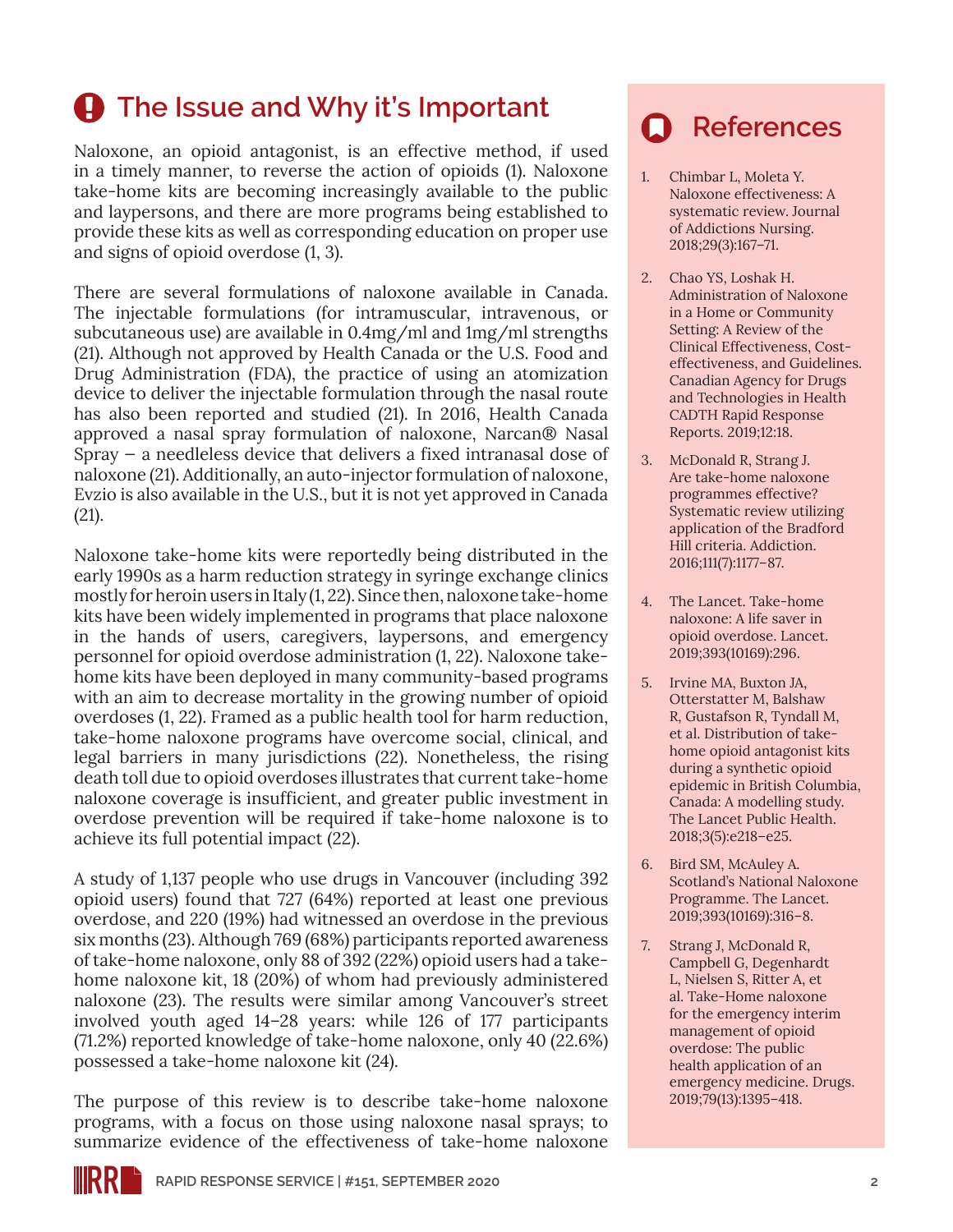## The Issue and Why it's Important

Naloxone, an opioid antagonist, is an effective method, if used in a timely manner, to reverse the action of opioids (1). Naloxone take-home kits are becoming increasingly available to the public and laypersons, and there are more programs being established to provide these kits as well as corresponding education on proper use and signs of opioid overdose (1, 3).

There are several formulations of naloxone available in Canada. The injectable formulations (for intramuscular, intravenous, or subcutaneous use) are available in 0.4mg/ml and 1mg/ml strengths (21). Although not approved by Health Canada or the U.S. Food and Drug Administration (FDA), the practice of using an atomization device to deliver the injectable formulation through the nasal route has also been reported and studied (21). In 2016, Health Canada approved a nasal spray formulation of naloxone, Narcan® Nasal Spray – a needleless device that delivers a fixed intranasal dose of naloxone (21). Additionally, an auto-injector formulation of naloxone, Evzio is also available in the U.S., but it is not yet approved in Canada (21).

Naloxone take-home kits were reportedly being distributed in the early 1990s as a harm reduction strategy in syringe exchange clinics mostly for heroin users in Italy (1, 22). Since then, naloxone take-home kits have been widely implemented in programs that place naloxone in the hands of users, caregivers, laypersons, and emergency personnel for opioid overdose administration (1, 22). Naloxone take-home kits have been deployed in many community-based programs with an aim to decrease mortality in the growing number of opioid overdoses (1, 22). Framed as a public health tool for harm reduction, take-home naloxone programs have overcome social, clinical, and legal barriers in many jurisdictions (22). Nonetheless, the rising death toll due to opioid overdoses illustrates that current take-home naloxone coverage is insufficient, and greater public investment in overdose prevention will be required if take-home naloxone is to achieve its full potential impact (22).

A study of 1,137 people who use drugs in Vancouver (including 392 opioid users) found that 727 (64%) reported at least one previous overdose, and 220 (19%) had witnessed an overdose in the previous six months (23). Although 769 (68%) participants reported awareness of take-home naloxone, only 88 of 392 (22%) opioid users had a take-home naloxone kit, 18 (20%) of whom had previously administered naloxone (23). The results were similar among Vancouver's street involved youth aged 14–28 years: while 126 of 177 participants (71.2%) reported knowledge of take-home naloxone, only 40 (22.6%) possessed a take-home naloxone kit (24).

The purpose of this review is to describe take-home naloxone programs, with a focus on those using naloxone nasal sprays; to summarize evidence of the effectiveness of take-home naloxone

## References

1. Chimbar L, Moleta Y. Naloxone effectiveness: A systematic review. Journal of Addictions Nursing. 2018;29(3):167–71.
2. Chao YS, Loshak H. Administration of Naloxone in a Home or Community Setting: A Review of the Clinical Effectiveness, Cost-effectiveness, and Guidelines. Canadian Agency for Drugs and Technologies in Health CADTH Rapid Response Reports. 2019;12:18.
3. McDonald R, Strang J. Are take-home naloxone programmes effective? Systematic review utilizing application of the Bradford Hill criteria. Addiction. 2016;111(7):1177–87.
4. The Lancet. Take-home naloxone: A life saver in opioid overdose. Lancet. 2019;393(10169):296.
5. Irvine MA, Buxton JA, Otterstatter M, Balshaw R, Gustafson R, Tyndall M, et al. Distribution of take-home opioid antagonist kits during a synthetic opioid epidemic in British Columbia, Canada: A modelling study. The Lancet Public Health. 2018;3(5):e218–e25.
6. Bird SM, McAuley A. Scotland's National Naloxone Programme. The Lancet. 2019;393(10169):316–8.
7. Strang J, McDonald R, Campbell G, Degenhardt L, Nielsen S, Ritter A, et al. Take-Home naloxone for the emergency interim management of opioid overdose: The public health application of an emergency medicine. Drugs. 2019;79(13):1395–418.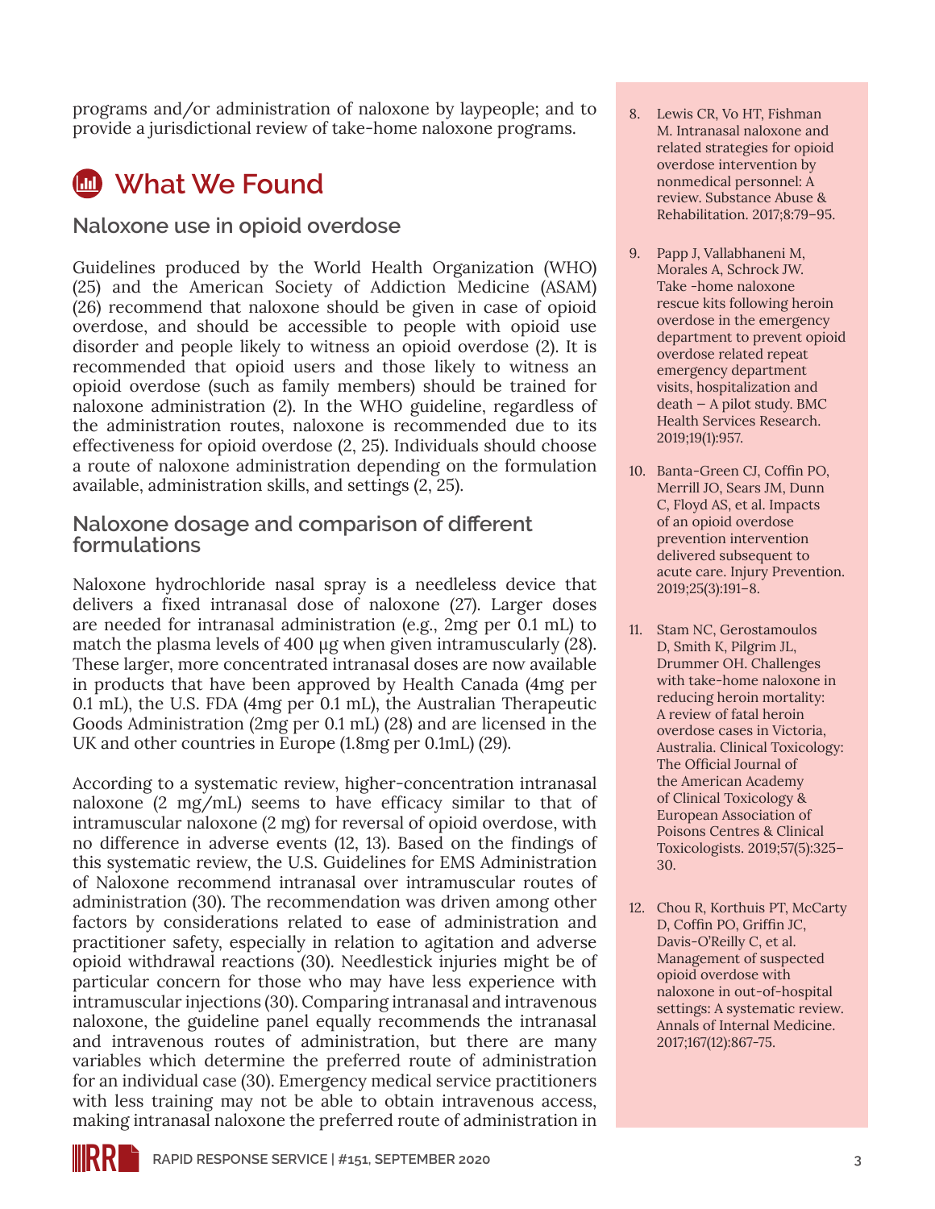programs and/or administration of naloxone by laypeople; and to provide a jurisdictional review of take-home naloxone programs.

## What We Found

### Naloxone use in opioid overdose

Guidelines produced by the World Health Organization (WHO) (25) and the American Society of Addiction Medicine (ASAM) (26) recommend that naloxone should be given in case of opioid overdose, and should be accessible to people with opioid use disorder and people likely to witness an opioid overdose (2). It is recommended that opioid users and those likely to witness an opioid overdose (such as family members) should be trained for naloxone administration (2). In the WHO guideline, regardless of the administration routes, naloxone is recommended due to its effectiveness for opioid overdose (2, 25). Individuals should choose a route of naloxone administration depending on the formulation available, administration skills, and settings (2, 25).

### Naloxone dosage and comparison of different formulations

Naloxone hydrochloride nasal spray is a needleless device that delivers a fixed intranasal dose of naloxone (27). Larger doses are needed for intranasal administration (e.g., 2mg per 0.1 mL) to match the plasma levels of 400 µg when given intramuscularly (28). These larger, more concentrated intranasal doses are now available in products that have been approved by Health Canada (4mg per 0.1 mL), the U.S. FDA (4mg per 0.1 mL), the Australian Therapeutic Goods Administration (2mg per 0.1 mL) (28) and are licensed in the UK and other countries in Europe (1.8mg per 0.1mL) (29).

According to a systematic review, higher-concentration intranasal naloxone (2 mg/mL) seems to have efficacy similar to that of intramuscular naloxone (2 mg) for reversal of opioid overdose, with no difference in adverse events (12, 13). Based on the findings of this systematic review, the U.S. Guidelines for EMS Administration of Naloxone recommend intranasal over intramuscular routes of administration (30). The recommendation was driven among other factors by considerations related to ease of administration and practitioner safety, especially in relation to agitation and adverse opioid withdrawal reactions (30). Needlestick injuries might be of particular concern for those who may have less experience with intramuscular injections (30). Comparing intranasal and intravenous naloxone, the guideline panel equally recommends the intranasal and intravenous routes of administration, but there are many variables which determine the preferred route of administration for an individual case (30). Emergency medical service practitioners with less training may not be able to obtain intravenous access, making intranasal naloxone the preferred route of administration in

8. Lewis CR, Vo HT, Fishman M. Intranasal naloxone and related strategies for opioid overdose intervention by nonmedical personnel: A review. Substance Abuse & Rehabilitation. 2017;8:79–95.
9. Papp J, Vallabhaneni M, Morales A, Schrock JW. Take -home naloxone rescue kits following heroin overdose in the emergency department to prevent opioid overdose related repeat emergency department visits, hospitalization and death – A pilot study. BMC Health Services Research. 2019;19(1):957.
10. Banta-Green CJ, Coffin PO, Merrill JO, Sears JM, Dunn C, Floyd AS, et al. Impacts of an opioid overdose prevention intervention delivered subsequent to acute care. Injury Prevention. 2019;25(3):191–8.
11. Stam NC, Gerostamoulos D, Smith K, Pilgrim JL, Drummer OH. Challenges with take-home naloxone in reducing heroin mortality: A review of fatal heroin overdose cases in Victoria, Australia. Clinical Toxicology: The Official Journal of the American Academy of Clinical Toxicology & European Association of Poisons Centres & Clinical Toxicologists. 2019;57(5):325–30.
12. Chou R, Korthuis PT, McCarty D, Coffin PO, Griffin JC, Davis-O'Reilly C, et al. Management of suspected opioid overdose with naloxone in out-of-hospital settings: A systematic review. Annals of Internal Medicine. 2017;167(12):867-75.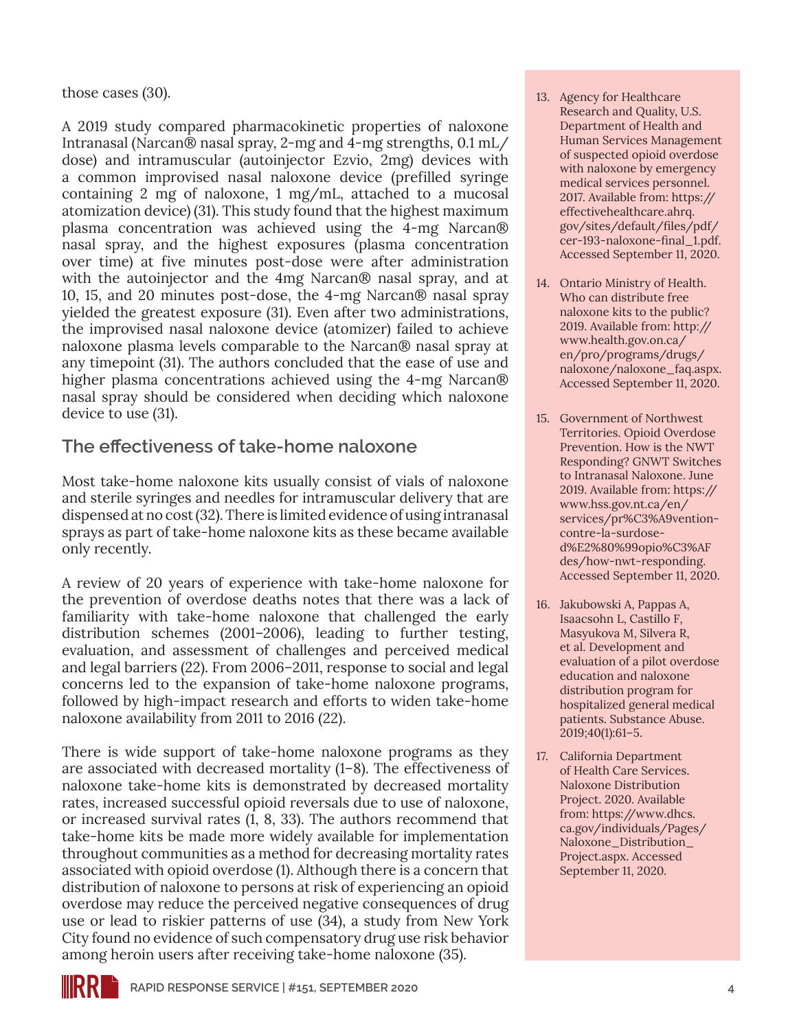those cases (30).

A 2019 study compared pharmacokinetic properties of naloxone Intranasal (Narcan® nasal spray, 2-mg and 4-mg strengths, 0.1 mL/dose) and intramuscular (autoinjector Ezvio, 2mg) devices with a common improvised nasal naloxone device (prefilled syringe containing 2 mg of naloxone, 1 mg/mL, attached to a mucosal atomization device) (31). This study found that the highest maximum plasma concentration was achieved using the 4-mg Narcan® nasal spray, and the highest exposures (plasma concentration over time) at five minutes post-dose were after administration with the autoinjector and the 4mg Narcan® nasal spray, and at 10, 15, and 20 minutes post-dose, the 4-mg Narcan® nasal spray yielded the greatest exposure (31). Even after two administrations, the improvised nasal naloxone device (atomizer) failed to achieve naloxone plasma levels comparable to the Narcan® nasal spray at any timepoint (31). The authors concluded that the ease of use and higher plasma concentrations achieved using the 4-mg Narcan® nasal spray should be considered when deciding which naloxone device to use (31).

## The effectiveness of take-home naloxone

Most take-home naloxone kits usually consist of vials of naloxone and sterile syringes and needles for intramuscular delivery that are dispensed at no cost (32). There is limited evidence of using intranasal sprays as part of take-home naloxone kits as these became available only recently.

A review of 20 years of experience with take-home naloxone for the prevention of overdose deaths notes that there was a lack of familiarity with take-home naloxone that challenged the early distribution schemes (2001–2006), leading to further testing, evaluation, and assessment of challenges and perceived medical and legal barriers (22). From 2006–2011, response to social and legal concerns led to the expansion of take-home naloxone programs, followed by high-impact research and efforts to widen take-home naloxone availability from 2011 to 2016 (22).

There is wide support of take-home naloxone programs as they are associated with decreased mortality (1–8). The effectiveness of naloxone take-home kits is demonstrated by decreased mortality rates, increased successful opioid reversals due to use of naloxone, or increased survival rates (1, 8, 33). The authors recommend that take-home kits be made more widely available for implementation throughout communities as a method for decreasing mortality rates associated with opioid overdose (1). Although there is a concern that distribution of naloxone to persons at risk of experiencing an opioid overdose may reduce the perceived negative consequences of drug use or lead to riskier patterns of use (34), a study from New York City found no evidence of such compensatory drug use risk behavior among heroin users after receiving take-home naloxone (35).

13. Agency for Healthcare Research and Quality, U.S. Department of Health and Human Services Management of suspected opioid overdose with naloxone by emergency medical services personnel. 2017. Available from: https://effectivehealthcare.ahrq.gov/sites/default/files/pdf/cer-193-naloxone-final_1.pdf. Accessed September 11, 2020.
14. Ontario Ministry of Health. Who can distribute free naloxone kits to the public? 2019. Available from: http://www.health.gov.on.ca/en/pro/programs/drugs/naloxone/naloxone_faq.aspx. Accessed September 11, 2020.
15. Government of Northwest Territories. Opioid Overdose Prevention. How is the NWT Responding? GNWT Switches to Intranasal Naloxone. June 2019. Available from: https://www.hss.gov.nt.ca/en/services/pr%C3%A9vention-contre-la-surdose-d%E2%80%99opio%C3%AFdes/how-nwt-responding. Accessed September 11, 2020.
16. Jakubowski A, Pappas A, Isaacsohn L, Castillo F, Masyukova M, Silvera R, et al. Development and evaluation of a pilot overdose education and naloxone distribution program for hospitalized general medical patients. Substance Abuse. 2019;40(1):61–5.
17. California Department of Health Care Services. Naloxone Distribution Project. 2020. Available from: https://www.dhcs.ca.gov/individuals/Pages/Naloxone_Distribution_Project.aspx. Accessed September 11, 2020.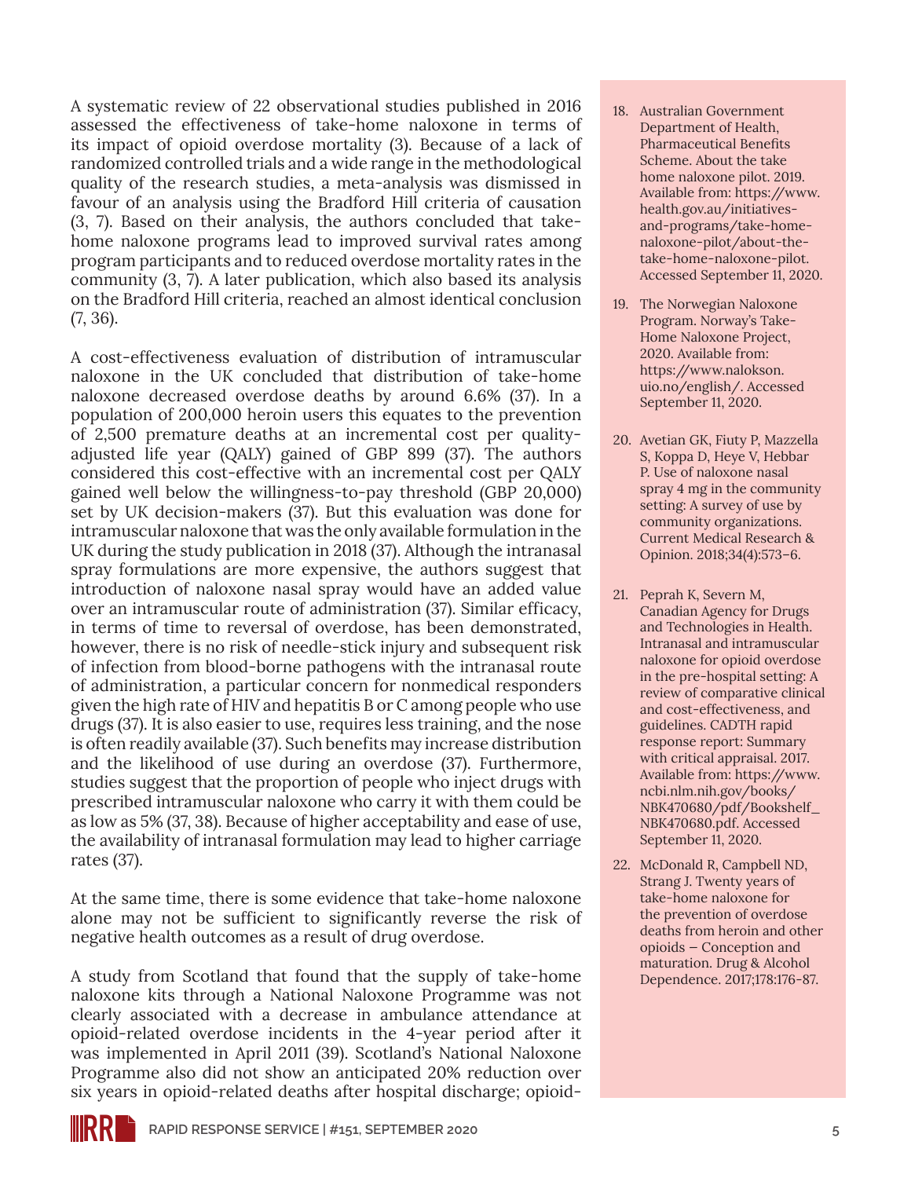A systematic review of 22 observational studies published in 2016 assessed the effectiveness of take-home naloxone in terms of its impact of opioid overdose mortality (3). Because of a lack of randomized controlled trials and a wide range in the methodological quality of the research studies, a meta-analysis was dismissed in favour of an analysis using the Bradford Hill criteria of causation (3, 7). Based on their analysis, the authors concluded that take-home naloxone programs lead to improved survival rates among program participants and to reduced overdose mortality rates in the community (3, 7). A later publication, which also based its analysis on the Bradford Hill criteria, reached an almost identical conclusion (7, 36).

A cost-effectiveness evaluation of distribution of intramuscular naloxone in the UK concluded that distribution of take-home naloxone decreased overdose deaths by around 6.6% (37). In a population of 200,000 heroin users this equates to the prevention of 2,500 premature deaths at an incremental cost per quality-adjusted life year (QALY) gained of GBP 899 (37). The authors considered this cost-effective with an incremental cost per QALY gained well below the willingness-to-pay threshold (GBP 20,000) set by UK decision-makers (37). But this evaluation was done for intramuscular naloxone that was the only available formulation in the UK during the study publication in 2018 (37). Although the intranasal spray formulations are more expensive, the authors suggest that introduction of naloxone nasal spray would have an added value over an intramuscular route of administration (37). Similar efficacy, in terms of time to reversal of overdose, has been demonstrated, however, there is no risk of needle-stick injury and subsequent risk of infection from blood-borne pathogens with the intranasal route of administration, a particular concern for nonmedical responders given the high rate of HIV and hepatitis B or C among people who use drugs (37). It is also easier to use, requires less training, and the nose is often readily available (37). Such benefits may increase distribution and the likelihood of use during an overdose (37). Furthermore, studies suggest that the proportion of people who inject drugs with prescribed intramuscular naloxone who carry it with them could be as low as 5% (37, 38). Because of higher acceptability and ease of use, the availability of intranasal formulation may lead to higher carriage rates (37).

At the same time, there is some evidence that take-home naloxone alone may not be sufficient to significantly reverse the risk of negative health outcomes as a result of drug overdose.

A study from Scotland that found that the supply of take-home naloxone kits through a National Naloxone Programme was not clearly associated with a decrease in ambulance attendance at opioid-related overdose incidents in the 4-year period after it was implemented in April 2011 (39). Scotland's National Naloxone Programme also did not show an anticipated 20% reduction over six years in opioid-related deaths after hospital discharge; opioid-

18. Australian Government Department of Health, Pharmaceutical Benefits Scheme. About the take home naloxone pilot. 2019. Available from: https://www.health.gov.au/initiatives-and-programs/take-home-naloxone-pilot/about-the-take-home-naloxone-pilot. Accessed September 11, 2020.
19. The Norwegian Naloxone Program. Norway's Take-Home Naloxone Project, 2020. Available from: https://www.nalokson.uio.no/english/. Accessed September 11, 2020.
20. Avetian GK, Fiuty P, Mazzella S, Koppa D, Heye V, Hebbar P. Use of naloxone nasal spray 4 mg in the community setting: A survey of use by community organizations. Current Medical Research & Opinion. 2018;34(4):573–6.
21. Peprah K, Severn M, Canadian Agency for Drugs and Technologies in Health. Intranasal and intramuscular naloxone for opioid overdose in the pre-hospital setting: A review of comparative clinical and cost-effectiveness, and guidelines. CADTH rapid response report: Summary with critical appraisal. 2017. Available from: https://www.ncbi.nlm.nih.gov/books/NBK470680/pdf/Bookshelf_NBK470680.pdf. Accessed September 11, 2020.
22. McDonald R, Campbell ND, Strang J. Twenty years of take-home naloxone for the prevention of overdose deaths from heroin and other opioids – Conception and maturation. Drug & Alcohol Dependence. 2017;178:176-87.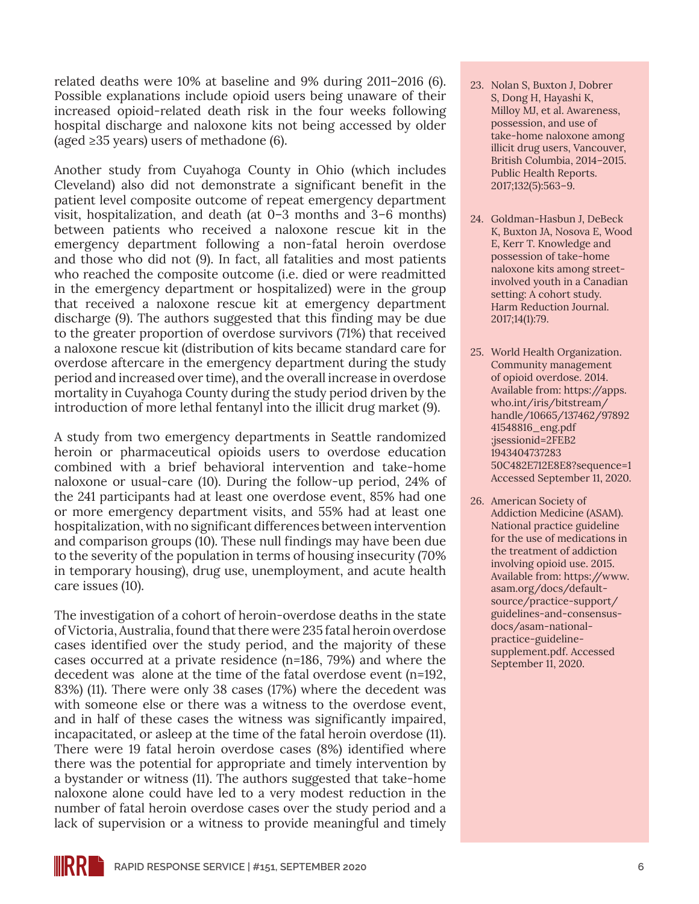related deaths were 10% at baseline and 9% during 2011–2016 (6). Possible explanations include opioid users being unaware of their increased opioid-related death risk in the four weeks following hospital discharge and naloxone kits not being accessed by older (aged ≥35 years) users of methadone (6).

Another study from Cuyahoga County in Ohio (which includes Cleveland) also did not demonstrate a significant benefit in the patient level composite outcome of repeat emergency department visit, hospitalization, and death (at 0–3 months and 3–6 months) between patients who received a naloxone rescue kit in the emergency department following a non-fatal heroin overdose and those who did not (9). In fact, all fatalities and most patients who reached the composite outcome (i.e. died or were readmitted in the emergency department or hospitalized) were in the group that received a naloxone rescue kit at emergency department discharge (9). The authors suggested that this finding may be due to the greater proportion of overdose survivors (71%) that received a naloxone rescue kit (distribution of kits became standard care for overdose aftercare in the emergency department during the study period and increased over time), and the overall increase in overdose mortality in Cuyahoga County during the study period driven by the introduction of more lethal fentanyl into the illicit drug market (9).

A study from two emergency departments in Seattle randomized heroin or pharmaceutical opioids users to overdose education combined with a brief behavioral intervention and take-home naloxone or usual-care (10). During the follow-up period, 24% of the 241 participants had at least one overdose event, 85% had one or more emergency department visits, and 55% had at least one hospitalization, with no significant differences between intervention and comparison groups (10). These null findings may have been due to the severity of the population in terms of housing insecurity (70% in temporary housing), drug use, unemployment, and acute health care issues (10).

The investigation of a cohort of heroin-overdose deaths in the state of Victoria, Australia, found that there were 235 fatal heroin overdose cases identified over the study period, and the majority of these cases occurred at a private residence (n=186, 79%) and where the decedent was alone at the time of the fatal overdose event (n=192, 83%) (11). There were only 38 cases (17%) where the decedent was with someone else or there was a witness to the overdose event, and in half of these cases the witness was significantly impaired, incapacitated, or asleep at the time of the fatal heroin overdose (11). There were 19 fatal heroin overdose cases (8%) identified where there was the potential for appropriate and timely intervention by a bystander or witness (11). The authors suggested that take-home naloxone alone could have led to a very modest reduction in the number of fatal heroin overdose cases over the study period and a lack of supervision or a witness to provide meaningful and timely

23. Nolan S, Buxton J, Dobrer S, Dong H, Hayashi K, Milloy MJ, et al. Awareness, possession, and use of take-home naloxone among illicit drug users, Vancouver, British Columbia, 2014–2015. Public Health Reports. 2017;132(5):563–9.

24. Goldman-Hasbun J, DeBeck K, Buxton JA, Nosova E, Wood E, Kerr T. Knowledge and possession of take-home naloxone kits among street-involved youth in a Canadian setting: A cohort study. Harm Reduction Journal. 2017;14(1):79.

25. World Health Organization. Community management of opioid overdose. 2014. Available from: https://apps.who.int/iris/bitstream/handle/10665/137462/9789241548816_eng.pdf;jsessionid=2FEB21943404737283 50C482E712E8E8?sequence=1 Accessed September 11, 2020.

26. American Society of Addiction Medicine (ASAM). National practice guideline for the use of medications in the treatment of addiction involving opioid use. 2015. Available from: https://www.asam.org/docs/default-source/practice-support/guidelines-and-consensus-docs/asam-national-practice-guideline-supplement.pdf. Accessed September 11, 2020.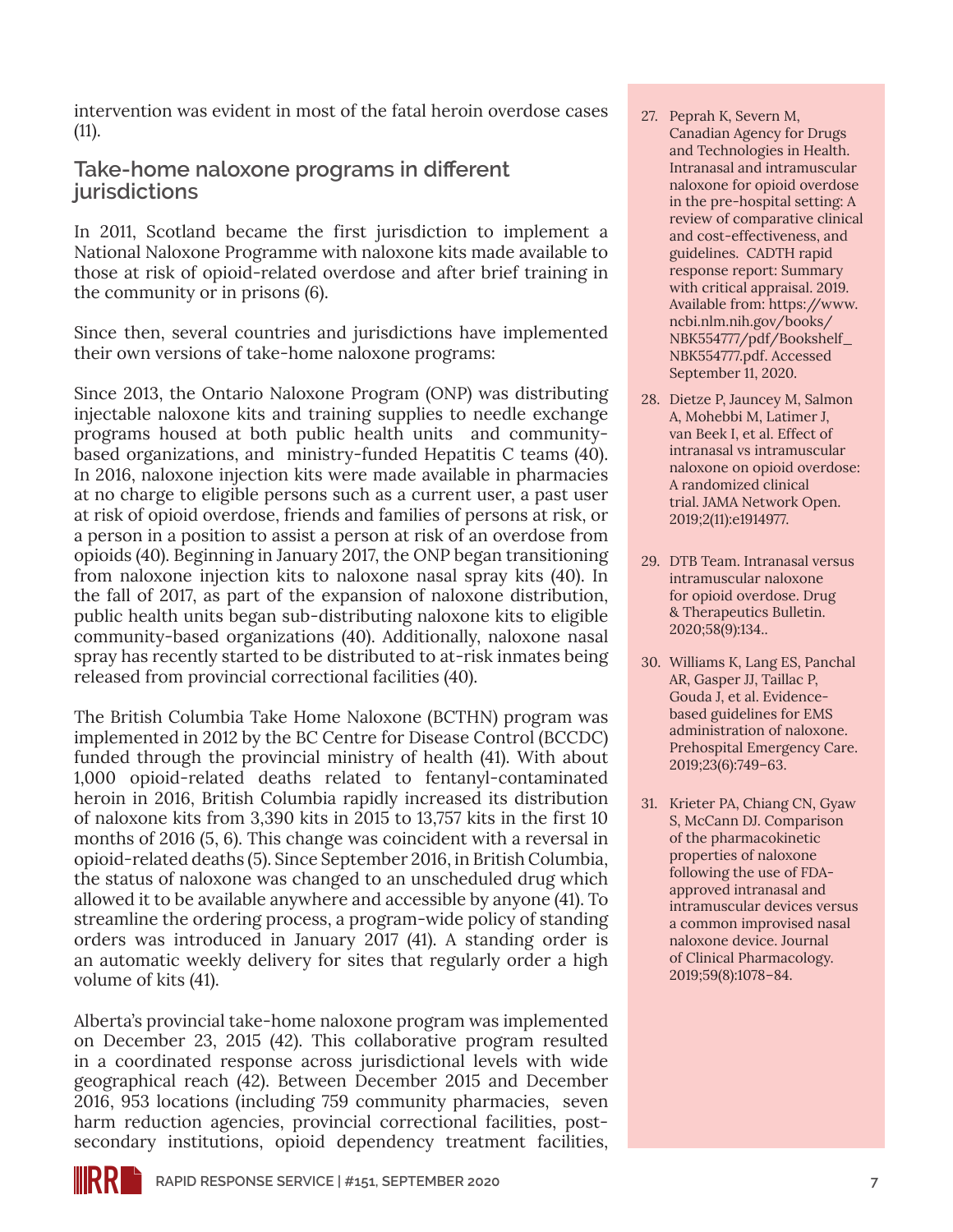intervention was evident in most of the fatal heroin overdose cases (11).

## Take-home naloxone programs in different jurisdictions

In 2011, Scotland became the first jurisdiction to implement a National Naloxone Programme with naloxone kits made available to those at risk of opioid-related overdose and after brief training in the community or in prisons (6).

Since then, several countries and jurisdictions have implemented their own versions of take-home naloxone programs:

Since 2013, the Ontario Naloxone Program (ONP) was distributing injectable naloxone kits and training supplies to needle exchange programs housed at both public health units and community-based organizations, and ministry-funded Hepatitis C teams (40). In 2016, naloxone injection kits were made available in pharmacies at no charge to eligible persons such as a current user, a past user at risk of opioid overdose, friends and families of persons at risk, or a person in a position to assist a person at risk of an overdose from opioids (40). Beginning in January 2017, the ONP began transitioning from naloxone injection kits to naloxone nasal spray kits (40). In the fall of 2017, as part of the expansion of naloxone distribution, public health units began sub-distributing naloxone kits to eligible community-based organizations (40). Additionally, naloxone nasal spray has recently started to be distributed to at-risk inmates being released from provincial correctional facilities (40).

The British Columbia Take Home Naloxone (BCTHN) program was implemented in 2012 by the BC Centre for Disease Control (BCCDC) funded through the provincial ministry of health (41). With about 1,000 opioid-related deaths related to fentanyl-contaminated heroin in 2016, British Columbia rapidly increased its distribution of naloxone kits from 3,390 kits in 2015 to 13,757 kits in the first 10 months of 2016 (5, 6). This change was coincident with a reversal in opioid-related deaths (5). Since September 2016, in British Columbia, the status of naloxone was changed to an unscheduled drug which allowed it to be available anywhere and accessible by anyone (41). To streamline the ordering process, a program-wide policy of standing orders was introduced in January 2017 (41). A standing order is an automatic weekly delivery for sites that regularly order a high volume of kits (41).

Alberta's provincial take-home naloxone program was implemented on December 23, 2015 (42). This collaborative program resulted in a coordinated response across jurisdictional levels with wide geographical reach (42). Between December 2015 and December 2016, 953 locations (including 759 community pharmacies, seven harm reduction agencies, provincial correctional facilities, post-secondary institutions, opioid dependency treatment facilities,

27. Peprah K, Severn M, Canadian Agency for Drugs and Technologies in Health. Intranasal and intramuscular naloxone for opioid overdose in the pre-hospital setting: A review of comparative clinical and cost-effectiveness, and guidelines. CADTH rapid response report: Summary with critical appraisal. 2019. Available from: https://www.ncbi.nlm.nih.gov/books/NBK554777/pdf/Bookshelf_NBK554777.pdf. Accessed September 11, 2020.
28. Dietze P, Jauncey M, Salmon A, Mohebbi M, Latimer J, van Beek I, et al. Effect of intranasal vs intramuscular naloxone on opioid overdose: A randomized clinical trial. JAMA Network Open. 2019;2(11):e1914977.
29. DTB Team. Intranasal versus intramuscular naloxone for opioid overdose. Drug & Therapeutics Bulletin. 2020;58(9):134..
30. Williams K, Lang ES, Panchal AR, Gasper JJ, Taillac P, Gouda J, et al. Evidence-based guidelines for EMS administration of naloxone. Prehospital Emergency Care. 2019;23(6):749–63.
31. Krieter PA, Chiang CN, Gyaw S, McCann DJ. Comparison of the pharmacokinetic properties of naloxone following the use of FDA-approved intranasal and intramuscular devices versus a common improvised nasal naloxone device. Journal of Clinical Pharmacology. 2019;59(8):1078–84.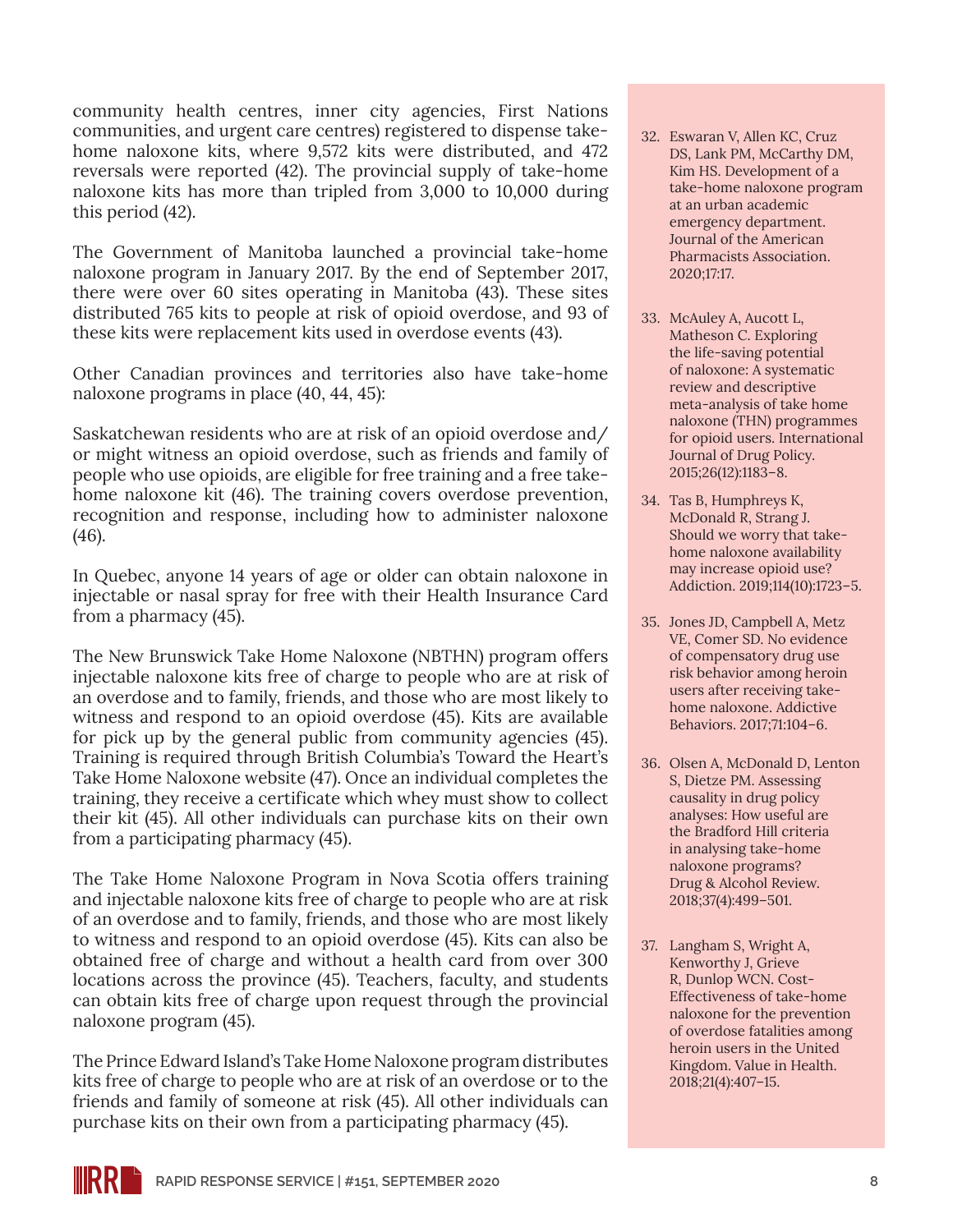community health centres, inner city agencies, First Nations communities, and urgent care centres) registered to dispense take-home naloxone kits, where 9,572 kits were distributed, and 472 reversals were reported (42). The provincial supply of take-home naloxone kits has more than tripled from 3,000 to 10,000 during this period (42).

The Government of Manitoba launched a provincial take-home naloxone program in January 2017. By the end of September 2017, there were over 60 sites operating in Manitoba (43). These sites distributed 765 kits to people at risk of opioid overdose, and 93 of these kits were replacement kits used in overdose events (43).

Other Canadian provinces and territories also have take-home naloxone programs in place (40, 44, 45):

Saskatchewan residents who are at risk of an opioid overdose and/or might witness an opioid overdose, such as friends and family of people who use opioids, are eligible for free training and a free take-home naloxone kit (46). The training covers overdose prevention, recognition and response, including how to administer naloxone (46).

In Quebec, anyone 14 years of age or older can obtain naloxone in injectable or nasal spray for free with their Health Insurance Card from a pharmacy (45).

The New Brunswick Take Home Naloxone (NBTHN) program offers injectable naloxone kits free of charge to people who are at risk of an overdose and to family, friends, and those who are most likely to witness and respond to an opioid overdose (45). Kits are available for pick up by the general public from community agencies (45). Training is required through British Columbia's Toward the Heart's Take Home Naloxone website (47). Once an individual completes the training, they receive a certificate which whey must show to collect their kit (45). All other individuals can purchase kits on their own from a participating pharmacy (45).

The Take Home Naloxone Program in Nova Scotia offers training and injectable naloxone kits free of charge to people who are at risk of an overdose and to family, friends, and those who are most likely to witness and respond to an opioid overdose (45). Kits can also be obtained free of charge and without a health card from over 300 locations across the province (45). Teachers, faculty, and students can obtain kits free of charge upon request through the provincial naloxone program (45).

The Prince Edward Island's Take Home Naloxone program distributes kits free of charge to people who are at risk of an overdose or to the friends and family of someone at risk (45). All other individuals can purchase kits on their own from a participating pharmacy (45).

32. Eswaran V, Allen KC, Cruz DS, Lank PM, McCarthy DM, Kim HS. Development of a take-home naloxone program at an urban academic emergency department. Journal of the American Pharmacists Association. 2020;17:17.
33. McAuley A, Aucott L, Matheson C. Exploring the life-saving potential of naloxone: A systematic review and descriptive meta-analysis of take home naloxone (THN) programmes for opioid users. International Journal of Drug Policy. 2015;26(12):1183–8.
34. Tas B, Humphreys K, McDonald R, Strang J. Should we worry that take-home naloxone availability may increase opioid use? Addiction. 2019;114(10):1723–5.
35. Jones JD, Campbell A, Metz VE, Comer SD. No evidence of compensatory drug use risk behavior among heroin users after receiving take-home naloxone. Addictive Behaviors. 2017;71:104–6.
36. Olsen A, McDonald D, Lenton S, Dietze PM. Assessing causality in drug policy analyses: How useful are the Bradford Hill criteria in analysing take-home naloxone programs? Drug & Alcohol Review. 2018;37(4):499–501.
37. Langham S, Wright A, Kenworthy J, Grieve R, Dunlop WCN. Cost-Effectiveness of take-home naloxone for the prevention of overdose fatalities among heroin users in the United Kingdom. Value in Health. 2018;21(4):407–15.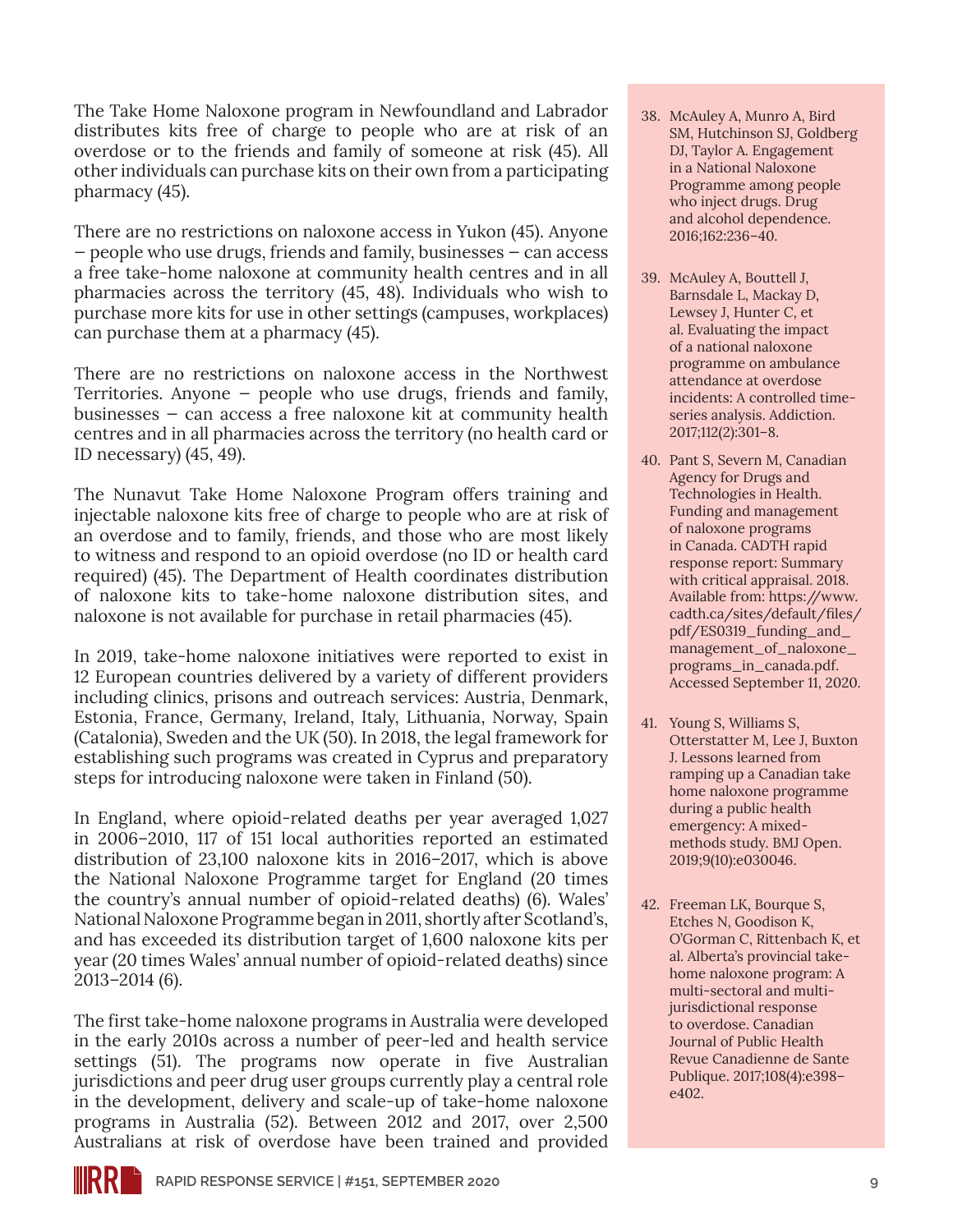The Take Home Naloxone program in Newfoundland and Labrador distributes kits free of charge to people who are at risk of an overdose or to the friends and family of someone at risk (45). All other individuals can purchase kits on their own from a participating pharmacy (45).

There are no restrictions on naloxone access in Yukon (45). Anyone – people who use drugs, friends and family, businesses – can access a free take-home naloxone at community health centres and in all pharmacies across the territory (45, 48). Individuals who wish to purchase more kits for use in other settings (campuses, workplaces) can purchase them at a pharmacy (45).

There are no restrictions on naloxone access in the Northwest Territories. Anyone – people who use drugs, friends and family, businesses – can access a free naloxone kit at community health centres and in all pharmacies across the territory (no health card or ID necessary) (45, 49).

The Nunavut Take Home Naloxone Program offers training and injectable naloxone kits free of charge to people who are at risk of an overdose and to family, friends, and those who are most likely to witness and respond to an opioid overdose (no ID or health card required) (45). The Department of Health coordinates distribution of naloxone kits to take-home naloxone distribution sites, and naloxone is not available for purchase in retail pharmacies (45).

In 2019, take-home naloxone initiatives were reported to exist in 12 European countries delivered by a variety of different providers including clinics, prisons and outreach services: Austria, Denmark, Estonia, France, Germany, Ireland, Italy, Lithuania, Norway, Spain (Catalonia), Sweden and the UK (50). In 2018, the legal framework for establishing such programs was created in Cyprus and preparatory steps for introducing naloxone were taken in Finland (50).

In England, where opioid-related deaths per year averaged 1,027 in 2006–2010, 117 of 151 local authorities reported an estimated distribution of 23,100 naloxone kits in 2016–2017, which is above the National Naloxone Programme target for England (20 times the country's annual number of opioid-related deaths) (6). Wales' National Naloxone Programme began in 2011, shortly after Scotland's, and has exceeded its distribution target of 1,600 naloxone kits per year (20 times Wales' annual number of opioid-related deaths) since 2013–2014 (6).

The first take-home naloxone programs in Australia were developed in the early 2010s across a number of peer-led and health service settings (51). The programs now operate in five Australian jurisdictions and peer drug user groups currently play a central role in the development, delivery and scale-up of take-home naloxone programs in Australia (52). Between 2012 and 2017, over 2,500 Australians at risk of overdose have been trained and provided

38. McAuley A, Munro A, Bird SM, Hutchinson SJ, Goldberg DJ, Taylor A. Engagement in a National Naloxone Programme among people who inject drugs. Drug and alcohol dependence. 2016;162:236–40.

39. McAuley A, Bouttell J, Barnsdale L, Mackay D, Lewsey J, Hunter C, et al. Evaluating the impact of a national naloxone programme on ambulance attendance at overdose incidents: A controlled time-series analysis. Addiction. 2017;112(2):301–8.

40. Pant S, Severn M, Canadian Agency for Drugs and Technologies in Health. Funding and management of naloxone programs in Canada. CADTH rapid response report: Summary with critical appraisal. 2018. Available from: https://www.cadth.ca/sites/default/files/pdf/ES0319_funding_and_management_of_naloxone_programs_in_canada.pdf. Accessed September 11, 2020.

41. Young S, Williams S, Otterstatter M, Lee J, Buxton J. Lessons learned from ramping up a Canadian take home naloxone programme during a public health emergency: A mixed-methods study. BMJ Open. 2019;9(10):e030046.

42. Freeman LK, Bourque S, Etches N, Goodison K, O'Gorman C, Rittenbach K, et al. Alberta's provincial take-home naloxone program: A multi-sectoral and multi-jurisdictional response to overdose. Canadian Journal of Public Health Revue Canadienne de Sante Publique. 2017;108(4):e398–e402.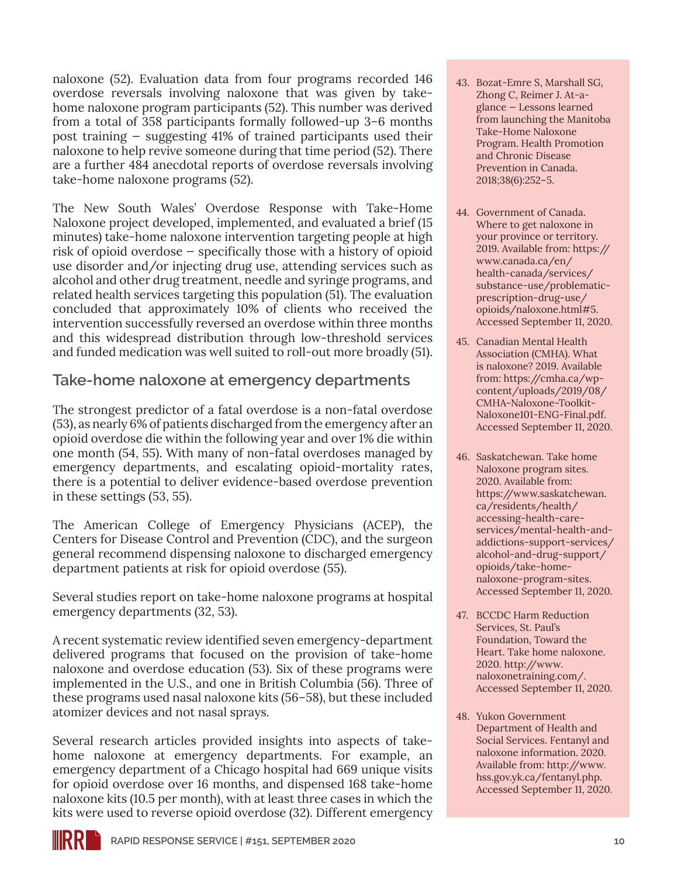naloxone (52). Evaluation data from four programs recorded 146 overdose reversals involving naloxone that was given by take-home naloxone program participants (52). This number was derived from a total of 358 participants formally followed-up 3–6 months post training – suggesting 41% of trained participants used their naloxone to help revive someone during that time period (52). There are a further 484 anecdotal reports of overdose reversals involving take-home naloxone programs (52).

The New South Wales' Overdose Response with Take-Home Naloxone project developed, implemented, and evaluated a brief (15 minutes) take-home naloxone intervention targeting people at high risk of opioid overdose – specifically those with a history of opioid use disorder and/or injecting drug use, attending services such as alcohol and other drug treatment, needle and syringe programs, and related health services targeting this population (51). The evaluation concluded that approximately 10% of clients who received the intervention successfully reversed an overdose within three months and this widespread distribution through low-threshold services and funded medication was well suited to roll-out more broadly (51).

## Take-home naloxone at emergency departments

The strongest predictor of a fatal overdose is a non-fatal overdose (53), as nearly 6% of patients discharged from the emergency after an opioid overdose die within the following year and over 1% die within one month (54, 55). With many of non-fatal overdoses managed by emergency departments, and escalating opioid-mortality rates, there is a potential to deliver evidence-based overdose prevention in these settings (53, 55).

The American College of Emergency Physicians (ACEP), the Centers for Disease Control and Prevention (CDC), and the surgeon general recommend dispensing naloxone to discharged emergency department patients at risk for opioid overdose (55).

Several studies report on take-home naloxone programs at hospital emergency departments (32, 53).

A recent systematic review identified seven emergency-department delivered programs that focused on the provision of take-home naloxone and overdose education (53). Six of these programs were implemented in the U.S., and one in British Columbia (56). Three of these programs used nasal naloxone kits (56–58), but these included atomizer devices and not nasal sprays.

Several research articles provided insights into aspects of take-home naloxone at emergency departments. For example, an emergency department of a Chicago hospital had 669 unique visits for opioid overdose over 16 months, and dispensed 168 take-home naloxone kits (10.5 per month), with at least three cases in which the kits were used to reverse opioid overdose (32). Different emergency

43. Bozat-Emre S, Marshall SG, Zhong C, Reimer J. At-a-glance – Lessons learned from launching the Manitoba Take-Home Naloxone Program. Health Promotion and Chronic Disease Prevention in Canada. 2018;38(6):252–5.
44. Government of Canada. Where to get naloxone in your province or territory. 2019. Available from: https://www.canada.ca/en/health-canada/services/substance-use/problematic-prescription-drug-use/opioids/naloxone.html#5. Accessed September 11, 2020.
45. Canadian Mental Health Association (CMHA). What is naloxone? 2019. Available from: https://cmha.ca/wp-content/uploads/2019/08/CMHA-Naloxone-Toolkit-Naloxone101-ENG-Final.pdf. Accessed September 11, 2020.
46. Saskatchewan. Take home Naloxone program sites. 2020. Available from: https://www.saskatchewan.ca/residents/health/accessing-health-care-services/mental-health-and-addictions-support-services/alcohol-and-drug-support/opioids/take-home-naloxone-program-sites. Accessed September 11, 2020.
47. BCCDC Harm Reduction Services, St. Paul's Foundation, Toward the Heart. Take home naloxone. 2020. http://www.naloxonetraining.com/. Accessed September 11, 2020.
48. Yukon Government Department of Health and Social Services. Fentanyl and naloxone information. 2020. Available from: http://www.hss.gov.yk.ca/fentanyl.php. Accessed September 11, 2020.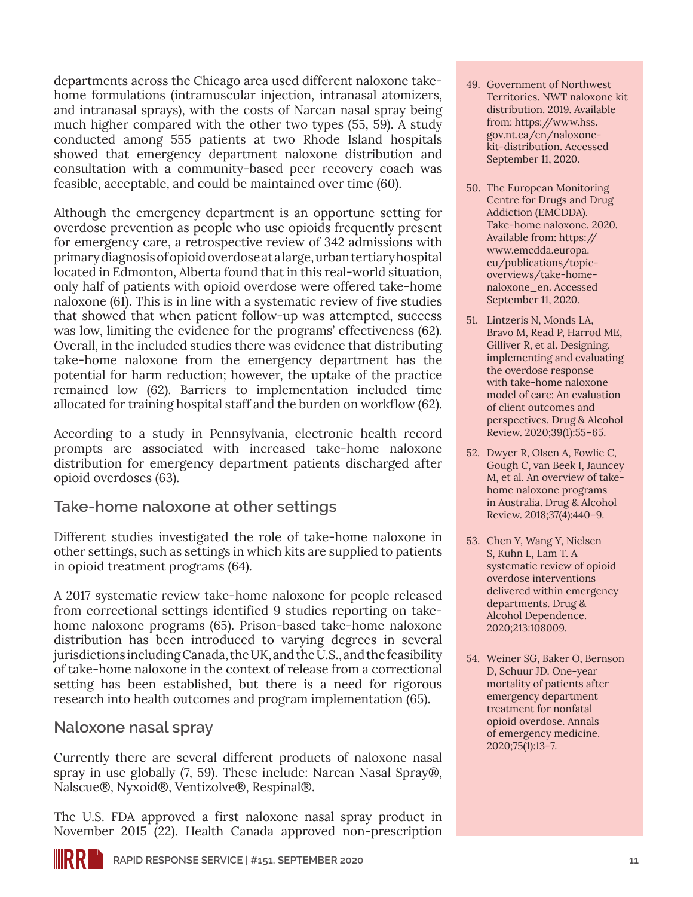departments across the Chicago area used different naloxone take-home formulations (intramuscular injection, intranasal atomizers, and intranasal sprays), with the costs of Narcan nasal spray being much higher compared with the other two types (55, 59). A study conducted among 555 patients at two Rhode Island hospitals showed that emergency department naloxone distribution and consultation with a community-based peer recovery coach was feasible, acceptable, and could be maintained over time (60).

Although the emergency department is an opportune setting for overdose prevention as people who use opioids frequently present for emergency care, a retrospective review of 342 admissions with primary diagnosis of opioid overdose at a large, urban tertiary hospital located in Edmonton, Alberta found that in this real-world situation, only half of patients with opioid overdose were offered take-home naloxone (61). This is in line with a systematic review of five studies that showed that when patient follow-up was attempted, success was low, limiting the evidence for the programs' effectiveness (62). Overall, in the included studies there was evidence that distributing take-home naloxone from the emergency department has the potential for harm reduction; however, the uptake of the practice remained low (62). Barriers to implementation included time allocated for training hospital staff and the burden on workflow (62).

According to a study in Pennsylvania, electronic health record prompts are associated with increased take-home naloxone distribution for emergency department patients discharged after opioid overdoses (63).

## Take-home naloxone at other settings

Different studies investigated the role of take-home naloxone in other settings, such as settings in which kits are supplied to patients in opioid treatment programs (64).

A 2017 systematic review take-home naloxone for people released from correctional settings identified 9 studies reporting on take-home naloxone programs (65). Prison-based take-home naloxone distribution has been introduced to varying degrees in several jurisdictions including Canada, the UK, and the U.S., and the feasibility of take-home naloxone in the context of release from a correctional setting has been established, but there is a need for rigorous research into health outcomes and program implementation (65).

## Naloxone nasal spray

Currently there are several different products of naloxone nasal spray in use globally (7, 59). These include: Narcan Nasal Spray®, Nalscue®, Nyxoid®, Ventizolve®, Respinal®.

The U.S. FDA approved a first naloxone nasal spray product in November 2015 (22). Health Canada approved non-prescription

49. Government of Northwest Territories. NWT naloxone kit distribution. 2019. Available from: https://www.hss.gov.nt.ca/en/naloxone-kit-distribution. Accessed September 11, 2020.

50. The European Monitoring Centre for Drugs and Drug Addiction (EMCDDA). Take-home naloxone. 2020. Available from: https://www.emcdda.europa.eu/publications/topic-overviews/take-home-naloxone_en. Accessed September 11, 2020.

51. Lintzeris N, Monds LA, Bravo M, Read P, Harrod ME, Gilliver R, et al. Designing, implementing and evaluating the overdose response with take-home naloxone model of care: An evaluation of client outcomes and perspectives. Drug & Alcohol Review. 2020;39(1):55–65.

52. Dwyer R, Olsen A, Fowlie C, Gough C, van Beek I, Jauncey M, et al. An overview of take-home naloxone programs in Australia. Drug & Alcohol Review. 2018;37(4):440–9.

53. Chen Y, Wang Y, Nielsen S, Kuhn L, Lam T. A systematic review of opioid overdose interventions delivered within emergency departments. Drug & Alcohol Dependence. 2020;213:108009.

54. Weiner SG, Baker O, Bernson D, Schuur JD. One-year mortality of patients after emergency department treatment for nonfatal opioid overdose. Annals of emergency medicine. 2020;75(1):13–7.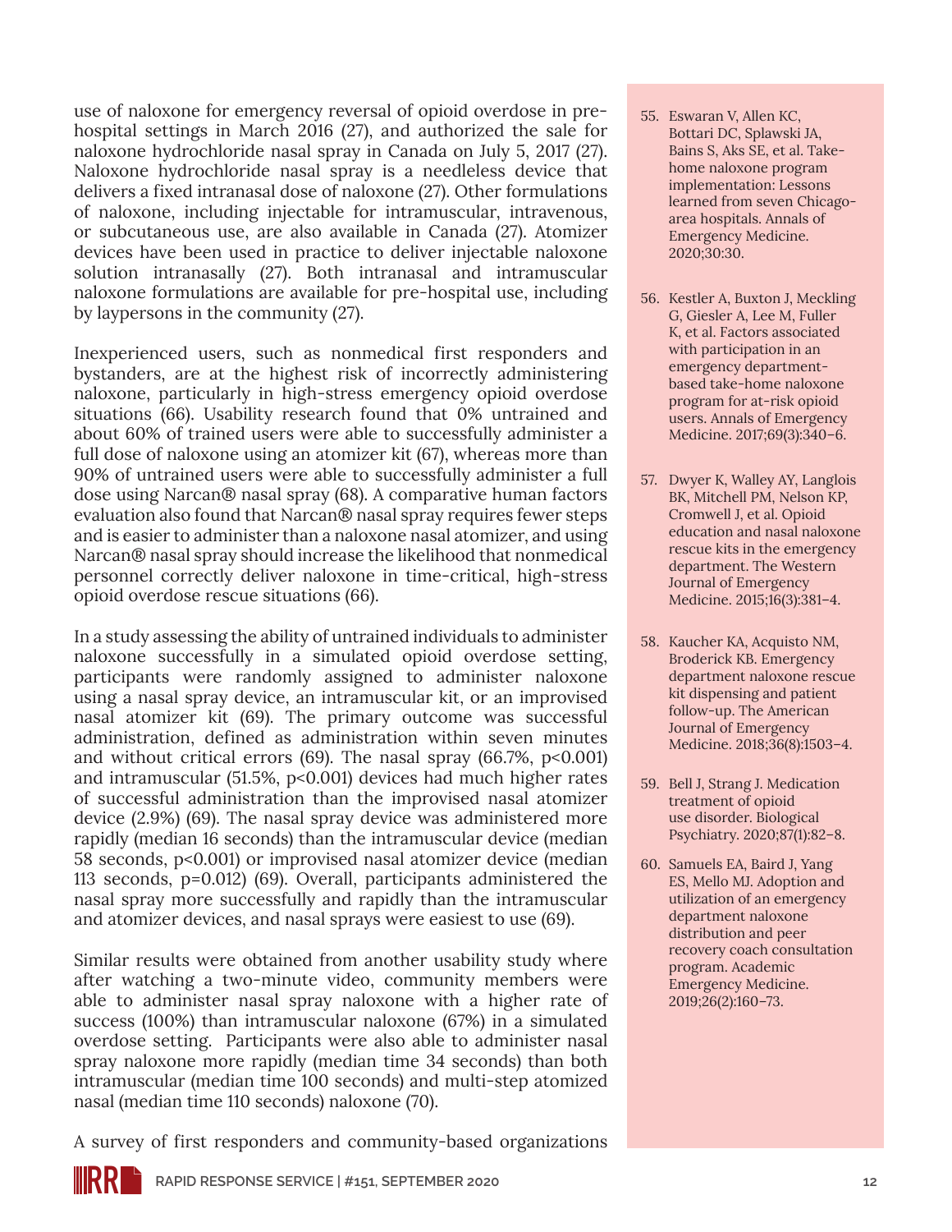use of naloxone for emergency reversal of opioid overdose in pre-hospital settings in March 2016 (27), and authorized the sale for naloxone hydrochloride nasal spray in Canada on July 5, 2017 (27). Naloxone hydrochloride nasal spray is a needleless device that delivers a fixed intranasal dose of naloxone (27). Other formulations of naloxone, including injectable for intramuscular, intravenous, or subcutaneous use, are also available in Canada (27). Atomizer devices have been used in practice to deliver injectable naloxone solution intranasally (27). Both intranasal and intramuscular naloxone formulations are available for pre-hospital use, including by laypersons in the community (27).

Inexperienced users, such as nonmedical first responders and bystanders, are at the highest risk of incorrectly administering naloxone, particularly in high-stress emergency opioid overdose situations (66). Usability research found that 0% untrained and about 60% of trained users were able to successfully administer a full dose of naloxone using an atomizer kit (67), whereas more than 90% of untrained users were able to successfully administer a full dose using Narcan® nasal spray (68). A comparative human factors evaluation also found that Narcan® nasal spray requires fewer steps and is easier to administer than a naloxone nasal atomizer, and using Narcan® nasal spray should increase the likelihood that nonmedical personnel correctly deliver naloxone in time-critical, high-stress opioid overdose rescue situations (66).

In a study assessing the ability of untrained individuals to administer naloxone successfully in a simulated opioid overdose setting, participants were randomly assigned to administer naloxone using a nasal spray device, an intramuscular kit, or an improvised nasal atomizer kit (69). The primary outcome was successful administration, defined as administration within seven minutes and without critical errors (69). The nasal spray (66.7%, $p<0.001$) and intramuscular (51.5%, $p<0.001$) devices had much higher rates of successful administration than the improvised nasal atomizer device (2.9%) (69). The nasal spray device was administered more rapidly (median 16 seconds) than the intramuscular device (median 58 seconds, $p<0.001$) or improvised nasal atomizer device (median 113 seconds, $p=0.012$) (69). Overall, participants administered the nasal spray more successfully and rapidly than the intramuscular and atomizer devices, and nasal sprays were easiest to use (69).

Similar results were obtained from another usability study where after watching a two-minute video, community members were able to administer nasal spray naloxone with a higher rate of success (100%) than intramuscular naloxone (67%) in a simulated overdose setting. Participants were also able to administer nasal spray naloxone more rapidly (median time 34 seconds) than both intramuscular (median time 100 seconds) and multi-step atomized nasal (median time 110 seconds) naloxone (70).

A survey of first responders and community-based organizations

55. Eswaran V, Allen KC, Bottari DC, Splawski JA, Bains S, Aks SE, et al. Take-home naloxone program implementation: Lessons learned from seven Chicago-area hospitals. Annals of Emergency Medicine. 2020;30:30.
56. Kestler A, Buxton J, Meckling G, Giesler A, Lee M, Fuller K, et al. Factors associated with participation in an emergency department-based take-home naloxone program for at-risk opioid users. Annals of Emergency Medicine. 2017;69(3):340–6.
57. Dwyer K, Walley AY, Langlois BK, Mitchell PM, Nelson KP, Cromwell J, et al. Opioid education and nasal naloxone rescue kits in the emergency department. The Western Journal of Emergency Medicine. 2015;16(3):381–4.
58. Kaucher KA, Acquisto NM, Broderick KB. Emergency department naloxone rescue kit dispensing and patient follow-up. The American Journal of Emergency Medicine. 2018;36(8):1503–4.
59. Bell J, Strang J. Medication treatment of opioid use disorder. Biological Psychiatry. 2020;87(1):82–8.
60. Samuels EA, Baird J, Yang ES, Mello MJ. Adoption and utilization of an emergency department naloxone distribution and peer recovery coach consultation program. Academic Emergency Medicine. 2019;26(2):160–73.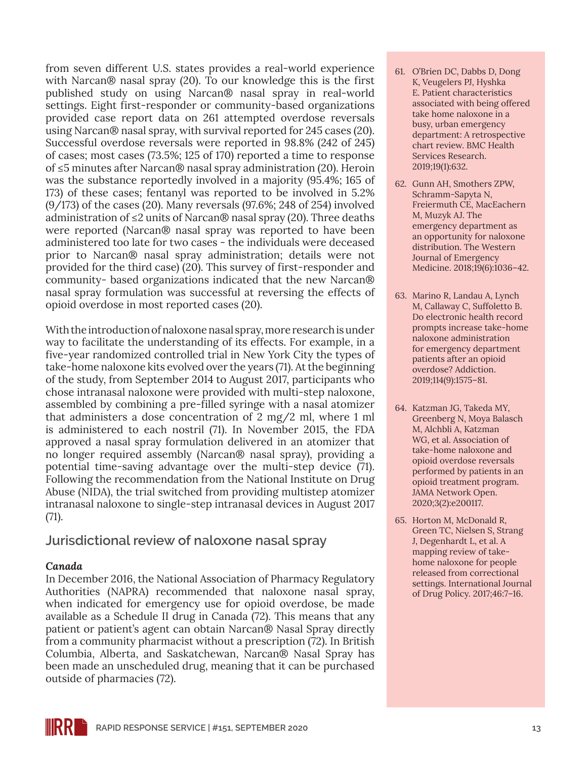from seven different U.S. states provides a real-world experience with Narcan® nasal spray (20). To our knowledge this is the first published study on using Narcan® nasal spray in real-world settings. Eight first-responder or community-based organizations provided case report data on 261 attempted overdose reversals using Narcan® nasal spray, with survival reported for 245 cases (20). Successful overdose reversals were reported in 98.8% (242 of 245) of cases; most cases (73.5%; 125 of 170) reported a time to response of ≤5 minutes after Narcan® nasal spray administration (20). Heroin was the substance reportedly involved in a majority (95.4%; 165 of 173) of these cases; fentanyl was reported to be involved in 5.2% (9/173) of the cases (20). Many reversals (97.6%; 248 of 254) involved administration of ≤2 units of Narcan® nasal spray (20). Three deaths were reported (Narcan® nasal spray was reported to have been administered too late for two cases - the individuals were deceased prior to Narcan® nasal spray administration; details were not provided for the third case) (20). This survey of first-responder and community- based organizations indicated that the new Narcan® nasal spray formulation was successful at reversing the effects of opioid overdose in most reported cases (20).

With the introduction of naloxone nasal spray, more research is under way to facilitate the understanding of its effects. For example, in a five-year randomized controlled trial in New York City the types of take-home naloxone kits evolved over the years (71). At the beginning of the study, from September 2014 to August 2017, participants who chose intranasal naloxone were provided with multi-step naloxone, assembled by combining a pre-filled syringe with a nasal atomizer that administers a dose concentration of 2 mg/2 ml, where 1 ml is administered to each nostril (71). In November 2015, the FDA approved a nasal spray formulation delivered in an atomizer that no longer required assembly (Narcan® nasal spray), providing a potential time-saving advantage over the multi-step device (71). Following the recommendation from the National Institute on Drug Abuse (NIDA), the trial switched from providing multistep atomizer intranasal naloxone to single-step intranasal devices in August 2017 (71).

## Jurisdictional review of naloxone nasal spray

***Canada***

In December 2016, the National Association of Pharmacy Regulatory Authorities (NAPRA) recommended that naloxone nasal spray, when indicated for emergency use for opioid overdose, be made available as a Schedule II drug in Canada (72). This means that any patient or patient's agent can obtain Narcan® Nasal Spray directly from a community pharmacist without a prescription (72). In British Columbia, Alberta, and Saskatchewan, Narcan® Nasal Spray has been made an unscheduled drug, meaning that it can be purchased outside of pharmacies (72).

61. O'Brien DC, Dabbs D, Dong K, Veugelers PJ, Hyshka E. Patient characteristics associated with being offered take home naloxone in a busy, urban emergency department: A retrospective chart review. BMC Health Services Research. 2019;19(1):632.
62. Gunn AH, Smothers ZPW, Schramm-Sapyta N, Freiermuth CE, MacEachern M, Muzyk AJ. The emergency department as an opportunity for naloxone distribution. The Western Journal of Emergency Medicine. 2018;19(6):1036–42.
63. Marino R, Landau A, Lynch M, Callaway C, Suffoletto B. Do electronic health record prompts increase take-home naloxone administration for emergency department patients after an opioid overdose? Addiction. 2019;114(9):1575–81.
64. Katzman JG, Takeda MY, Greenberg N, Moya Balasch M, Alchbli A, Katzman WG, et al. Association of take-home naloxone and opioid overdose reversals performed by patients in an opioid treatment program. JAMA Network Open. 2020;3(2):e200117.
65. Horton M, McDonald R, Green TC, Nielsen S, Strang J, Degenhardt L, et al. A mapping review of take-home naloxone for people released from correctional settings. International Journal of Drug Policy. 2017;46:7–16.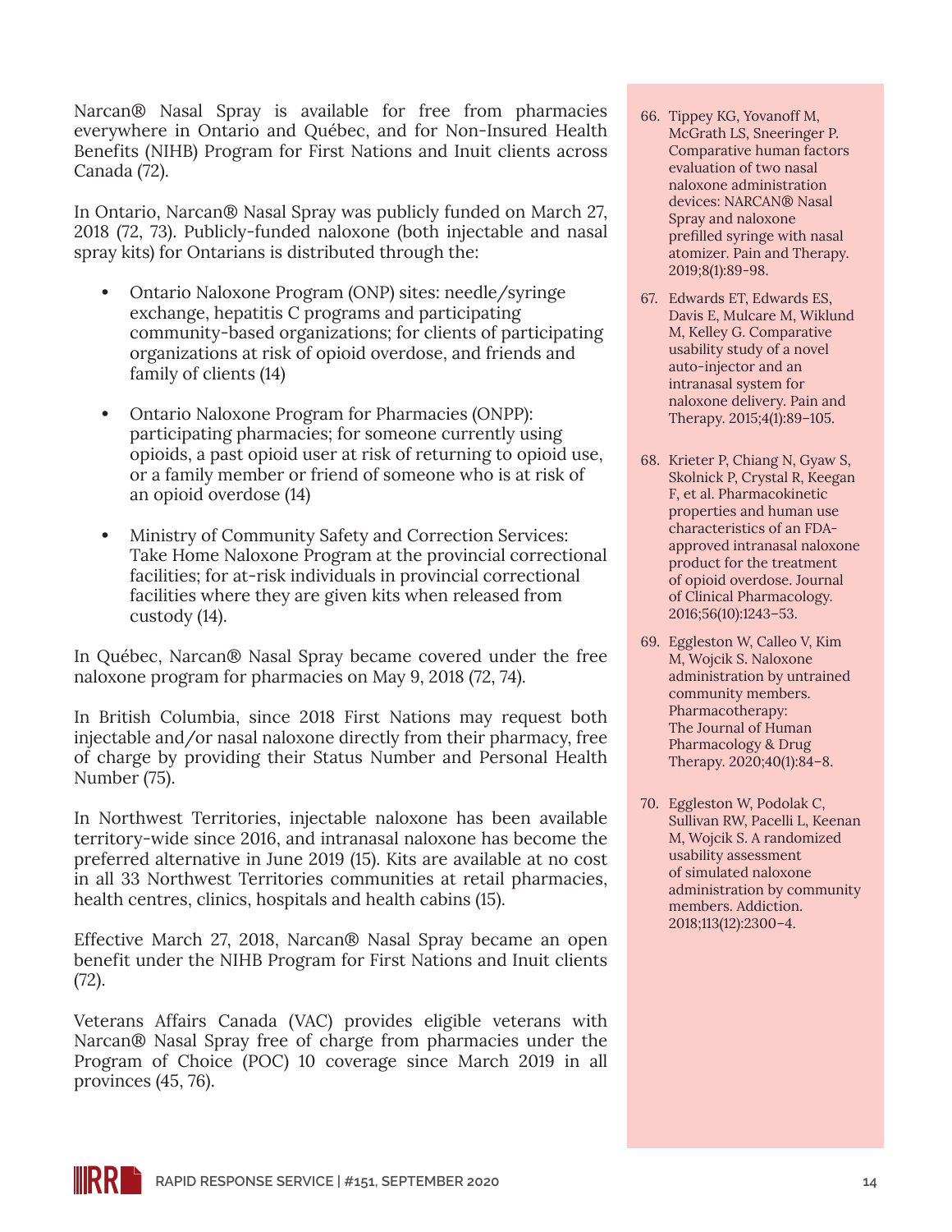Narcan® Nasal Spray is available for free from pharmacies everywhere in Ontario and Québec, and for Non-Insured Health Benefits (NIHB) Program for First Nations and Inuit clients across Canada (72).

In Ontario, Narcan® Nasal Spray was publicly funded on March 27, 2018 (72, 73). Publicly-funded naloxone (both injectable and nasal spray kits) for Ontarians is distributed through the:

- Ontario Naloxone Program (ONP) sites: needle/syringe exchange, hepatitis C programs and participating community-based organizations; for clients of participating organizations at risk of opioid overdose, and friends and family of clients (14)
- Ontario Naloxone Program for Pharmacies (ONPP): participating pharmacies; for someone currently using opioids, a past opioid user at risk of returning to opioid use, or a family member or friend of someone who is at risk of an opioid overdose (14)
- Ministry of Community Safety and Correction Services: Take Home Naloxone Program at the provincial correctional facilities; for at-risk individuals in provincial correctional facilities where they are given kits when released from custody (14).

In Québec, Narcan® Nasal Spray became covered under the free naloxone program for pharmacies on May 9, 2018 (72, 74).

In British Columbia, since 2018 First Nations may request both injectable and/or nasal naloxone directly from their pharmacy, free of charge by providing their Status Number and Personal Health Number (75).

In Northwest Territories, injectable naloxone has been available territory-wide since 2016, and intranasal naloxone has become the preferred alternative in June 2019 (15). Kits are available at no cost in all 33 Northwest Territories communities at retail pharmacies, health centres, clinics, hospitals and health cabins (15).

Effective March 27, 2018, Narcan® Nasal Spray became an open benefit under the NIHB Program for First Nations and Inuit clients (72).

Veterans Affairs Canada (VAC) provides eligible veterans with Narcan® Nasal Spray free of charge from pharmacies under the Program of Choice (POC) 10 coverage since March 2019 in all provinces (45, 76).

66. Tippey KG, Yovanoff M, McGrath LS, Sneeringer P. Comparative human factors evaluation of two nasal naloxone administration devices: NARCAN® Nasal Spray and naloxone prefilled syringe with nasal atomizer. Pain and Therapy. 2019;8(1):89-98.
67. Edwards ET, Edwards ES, Davis E, Mulcare M, Wiklund M, Kelley G. Comparative usability study of a novel auto-injector and an intranasal system for naloxone delivery. Pain and Therapy. 2015;4(1):89–105.
68. Krieter P, Chiang N, Gyaw S, Skolnick P, Crystal R, Keegan F, et al. Pharmacokinetic properties and human use characteristics of an FDA-approved intranasal naloxone product for the treatment of opioid overdose. Journal of Clinical Pharmacology. 2016;56(10):1243–53.
69. Eggleston W, Calleo V, Kim M, Wojcik S. Naloxone administration by untrained community members. Pharmacotherapy: The Journal of Human Pharmacology & Drug Therapy. 2020;40(1):84–8.
70. Eggleston W, Podolak C, Sullivan RW, Pacelli L, Keenan M, Wojcik S. A randomized usability assessment of simulated naloxone administration by community members. Addiction. 2018;113(12):2300–4.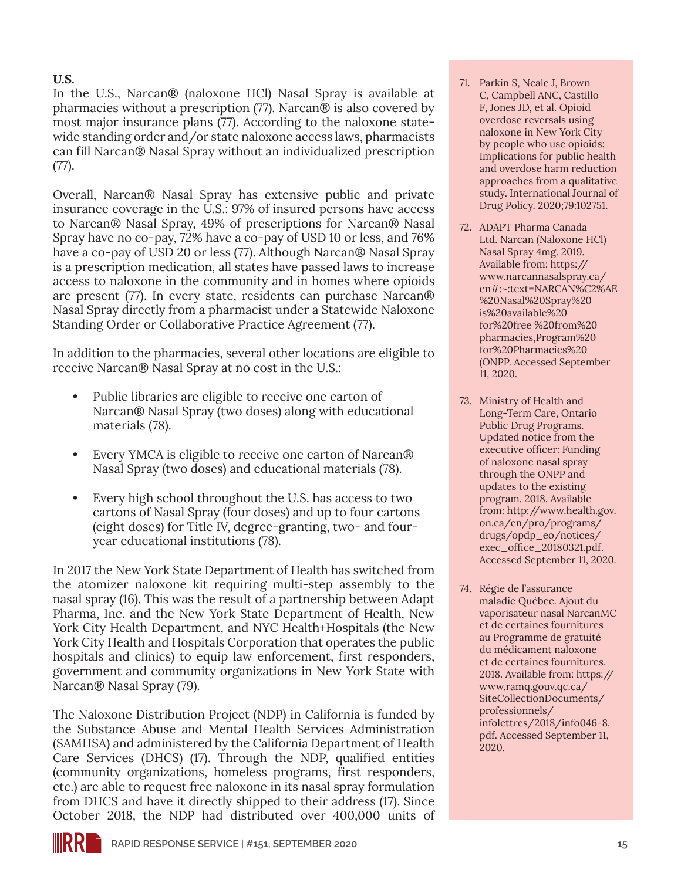### *U.S.*

In the U.S., Narcan® (naloxone HCl) Nasal Spray is available at pharmacies without a prescription (77). Narcan® is also covered by most major insurance plans (77). According to the naloxone statewide standing order and/or state naloxone access laws, pharmacists can fill Narcan® Nasal Spray without an individualized prescription (77).

Overall, Narcan® Nasal Spray has extensive public and private insurance coverage in the U.S.: 97% of insured persons have access to Narcan® Nasal Spray, 49% of prescriptions for Narcan® Nasal Spray have no co-pay, 72% have a co-pay of USD 10 or less, and 76% have a co-pay of USD 20 or less (77). Although Narcan® Nasal Spray is a prescription medication, all states have passed laws to increase access to naloxone in the community and in homes where opioids are present (77). In every state, residents can purchase Narcan® Nasal Spray directly from a pharmacist under a Statewide Naloxone Standing Order or Collaborative Practice Agreement (77).

In addition to the pharmacies, several other locations are eligible to receive Narcan® Nasal Spray at no cost in the U.S.:

- Public libraries are eligible to receive one carton of Narcan® Nasal Spray (two doses) along with educational materials (78).
- Every YMCA is eligible to receive one carton of Narcan® Nasal Spray (two doses) and educational materials (78).
- Every high school throughout the U.S. has access to two cartons of Nasal Spray (four doses) and up to four cartons (eight doses) for Title IV, degree-granting, two- and four-year educational institutions (78).

In 2017 the New York State Department of Health has switched from the atomizer naloxone kit requiring multi-step assembly to the nasal spray (16). This was the result of a partnership between Adapt Pharma, Inc. and the New York State Department of Health, New York City Health Department, and NYC Health+Hospitals (the New York City Health and Hospitals Corporation that operates the public hospitals and clinics) to equip law enforcement, first responders, government and community organizations in New York State with Narcan® Nasal Spray (79).

The Naloxone Distribution Project (NDP) in California is funded by the Substance Abuse and Mental Health Services Administration (SAMHSA) and administered by the California Department of Health Care Services (DHCS) (17). Through the NDP, qualified entities (community organizations, homeless programs, first responders, etc.) are able to request free naloxone in its nasal spray formulation from DHCS and have it directly shipped to their address (17). Since October 2018, the NDP had distributed over 400,000 units of

71. Parkin S, Neale J, Brown C, Campbell ANC, Castillo F, Jones JD, et al. Opioid overdose reversals using naloxone in New York City by people who use opioids: Implications for public health and overdose harm reduction approaches from a qualitative study. International Journal of Drug Policy. 2020;79:102751.
72. ADAPT Pharma Canada Ltd. Narcan (Naloxone HCl) Nasal Spray 4mg. 2019. Available from: https://www.narcannasalspray.ca/en#:~:text=NARCAN%C2%AE%20Nasal%20Spray%20is%20available%20for%20free %20from%20pharmacies,Program%20for%20Pharmacies%20(ONPP. Accessed September 11, 2020.
73. Ministry of Health and Long-Term Care, Ontario Public Drug Programs. Updated notice from the executive officer: Funding of naloxone nasal spray through the ONPP and updates to the existing program. 2018. Available from: http://www.health.gov.on.ca/en/pro/programs/drugs/opdp_eo/notices/exec_office_20180321.pdf. Accessed September 11, 2020.
74. Régie de l'assurance maladie Québec. Ajout du vaporisateur nasal NarcanMC et de certaines fournitures au Programme de gratuité du médicament naloxone et de certaines fournitures. 2018. Available from: https://www.ramq.gouv.qc.ca/SiteCollectionDocuments/professionnels/infolettres/2018/info046-8.pdf. Accessed September 11, 2020.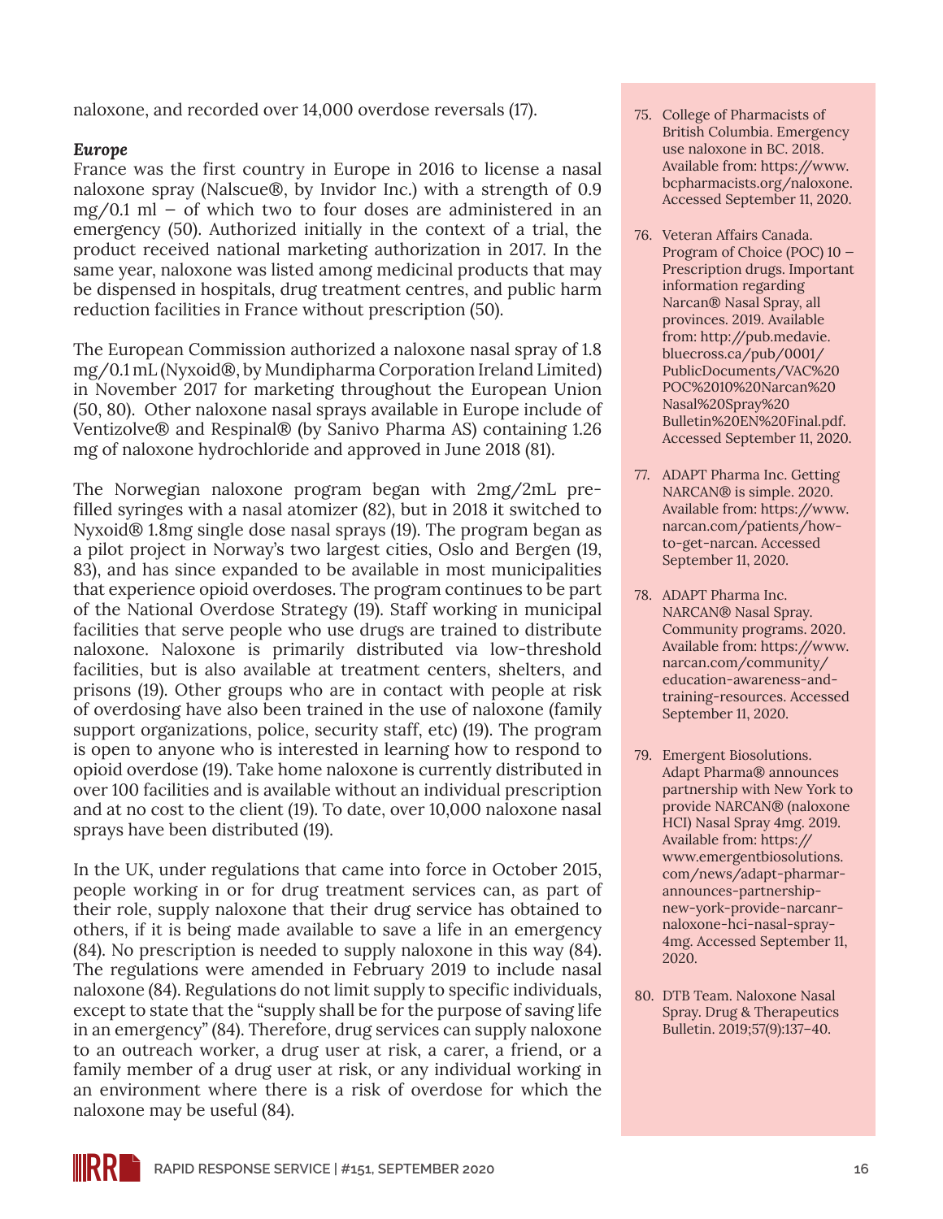naloxone, and recorded over 14,000 overdose reversals (17).

***Europe***

France was the first country in Europe in 2016 to license a nasal naloxone spray (Nalscue®, by Invidor Inc.) with a strength of 0.9 mg/0.1 ml – of which two to four doses are administered in an emergency (50). Authorized initially in the context of a trial, the product received national marketing authorization in 2017. In the same year, naloxone was listed among medicinal products that may be dispensed in hospitals, drug treatment centres, and public harm reduction facilities in France without prescription (50).

The European Commission authorized a naloxone nasal spray of 1.8 mg/0.1 mL (Nyxoid®, by Mundipharma Corporation Ireland Limited) in November 2017 for marketing throughout the European Union (50, 80). Other naloxone nasal sprays available in Europe include of Ventizolve® and Respinal® (by Sanivo Pharma AS) containing 1.26 mg of naloxone hydrochloride and approved in June 2018 (81).

The Norwegian naloxone program began with 2mg/2mL pre-filled syringes with a nasal atomizer (82), but in 2018 it switched to Nyxoid® 1.8mg single dose nasal sprays (19). The program began as a pilot project in Norway's two largest cities, Oslo and Bergen (19, 83), and has since expanded to be available in most municipalities that experience opioid overdoses. The program continues to be part of the National Overdose Strategy (19). Staff working in municipal facilities that serve people who use drugs are trained to distribute naloxone. Naloxone is primarily distributed via low-threshold facilities, but is also available at treatment centers, shelters, and prisons (19). Other groups who are in contact with people at risk of overdosing have also been trained in the use of naloxone (family support organizations, police, security staff, etc) (19). The program is open to anyone who is interested in learning how to respond to opioid overdose (19). Take home naloxone is currently distributed in over 100 facilities and is available without an individual prescription and at no cost to the client (19). To date, over 10,000 naloxone nasal sprays have been distributed (19).

In the UK, under regulations that came into force in October 2015, people working in or for drug treatment services can, as part of their role, supply naloxone that their drug service has obtained to others, if it is being made available to save a life in an emergency (84). No prescription is needed to supply naloxone in this way (84). The regulations were amended in February 2019 to include nasal naloxone (84). Regulations do not limit supply to specific individuals, except to state that the "supply shall be for the purpose of saving life in an emergency" (84). Therefore, drug services can supply naloxone to an outreach worker, a drug user at risk, a carer, a friend, or a family member of a drug user at risk, or any individual working in an environment where there is a risk of overdose for which the naloxone may be useful (84).

75. College of Pharmacists of British Columbia. Emergency use naloxone in BC. 2018. Available from: https://www.bcpharmacists.org/naloxone. Accessed September 11, 2020.

76. Veteran Affairs Canada. Program of Choice (POC) 10 – Prescription drugs. Important information regarding Narcan® Nasal Spray, all provinces. 2019. Available from: http://pub.medavie.bluecross.ca/pub/0001/PublicDocuments/VAC%20POC%2010%20Narcan%20Nasal%20Spray%20Bulletin%20EN%20Final.pdf. Accessed September 11, 2020.

77. ADAPT Pharma Inc. Getting NARCAN® is simple. 2020. Available from: https://www.narcan.com/patients/how-to-get-narcan. Accessed September 11, 2020.

78. ADAPT Pharma Inc. NARCAN® Nasal Spray. Community programs. 2020. Available from: https://www.narcan.com/community/education-awareness-and-training-resources. Accessed September 11, 2020.

79. Emergent Biosolutions. Adapt Pharma® announces partnership with New York to provide NARCAN® (naloxone HCI) Nasal Spray 4mg. 2019. Available from: https://www.emergentbiosolutions.com/news/adapt-pharmar-announces-partnership-new-york-provide-narcanr-naloxone-hci-nasal-spray-4mg. Accessed September 11, 2020.

80. DTB Team. Naloxone Nasal Spray. Drug & Therapeutics Bulletin. 2019;57(9):137–40.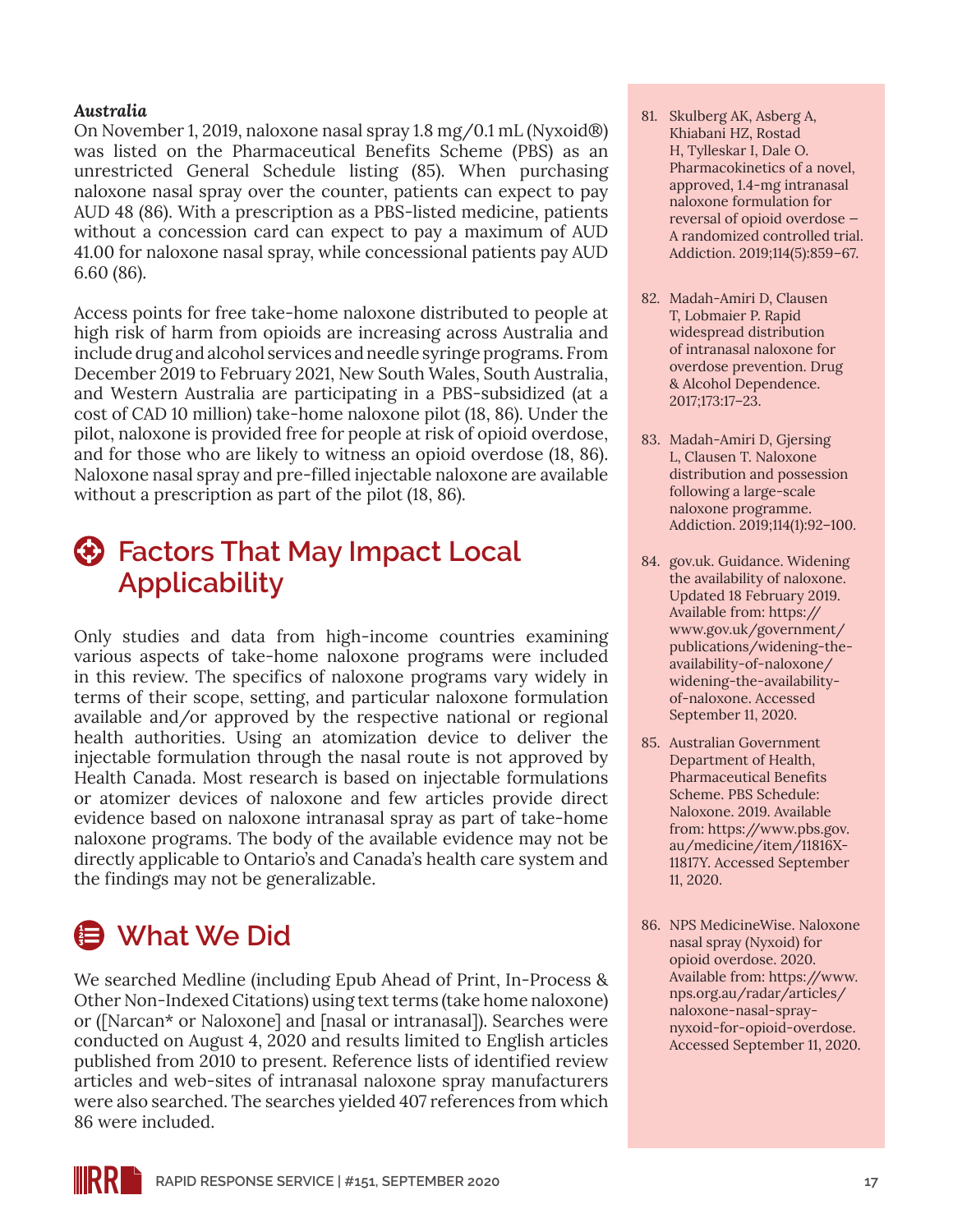*Australia*

On November 1, 2019, naloxone nasal spray 1.8 mg/0.1 mL (Nyxoid®) was listed on the Pharmaceutical Benefits Scheme (PBS) as an unrestricted General Schedule listing (85). When purchasing naloxone nasal spray over the counter, patients can expect to pay AUD 48 (86). With a prescription as a PBS-listed medicine, patients without a concession card can expect to pay a maximum of AUD 41.00 for naloxone nasal spray, while concessional patients pay AUD 6.60 (86).

Access points for free take-home naloxone distributed to people at high risk of harm from opioids are increasing across Australia and include drug and alcohol services and needle syringe programs. From December 2019 to February 2021, New South Wales, South Australia, and Western Australia are participating in a PBS-subsidized (at a cost of CAD 10 million) take-home naloxone pilot (18, 86). Under the pilot, naloxone is provided free for people at risk of opioid overdose, and for those who are likely to witness an opioid overdose (18, 86). Naloxone nasal spray and pre-filled injectable naloxone are available without a prescription as part of the pilot (18, 86).

## Factors That May Impact Local Applicability

Only studies and data from high-income countries examining various aspects of take-home naloxone programs were included in this review. The specifics of naloxone programs vary widely in terms of their scope, setting, and particular naloxone formulation available and/or approved by the respective national or regional health authorities. Using an atomization device to deliver the injectable formulation through the nasal route is not approved by Health Canada. Most research is based on injectable formulations or atomizer devices of naloxone and few articles provide direct evidence based on naloxone intranasal spray as part of take-home naloxone programs. The body of the available evidence may not be directly applicable to Ontario's and Canada's health care system and the findings may not be generalizable.

## What We Did

We searched Medline (including Epub Ahead of Print, In-Process & Other Non-Indexed Citations) using text terms (take home naloxone) or ([Narcan* or Naloxone] and [nasal or intranasal]). Searches were conducted on August 4, 2020 and results limited to English articles published from 2010 to present. Reference lists of identified review articles and web-sites of intranasal naloxone spray manufacturers were also searched. The searches yielded 407 references from which 86 were included.

81. Skulberg AK, Asberg A, Khiabani HZ, Rostad H, Tylleskar I, Dale O. Pharmacokinetics of a novel, approved, 1.4-mg intranasal naloxone formulation for reversal of opioid overdose – A randomized controlled trial. Addiction. 2019;114(5):859–67.

82. Madah-Amiri D, Clausen T, Lobmaier P. Rapid widespread distribution of intranasal naloxone for overdose prevention. Drug & Alcohol Dependence. 2017;173:17–23.

83. Madah-Amiri D, Gjersing L, Clausen T. Naloxone distribution and possession following a large-scale naloxone programme. Addiction. 2019;114(1):92–100.

84. gov.uk. Guidance. Widening the availability of naloxone. Updated 18 February 2019. Available from: https://www.gov.uk/government/publications/widening-the-availability-of-naloxone/widening-the-availability-of-naloxone. Accessed September 11, 2020.

85. Australian Government Department of Health, Pharmaceutical Benefits Scheme. PBS Schedule: Naloxone. 2019. Available from: https://www.pbs.gov.au/medicine/item/11816X-11817Y. Accessed September 11, 2020.

86. NPS MedicineWise. Naloxone nasal spray (Nyxoid) for opioid overdose. 2020. Available from: https://www.nps.org.au/radar/articles/naloxone-nasal-spray-nyxoid-for-opioid-overdose. Accessed September 11, 2020.